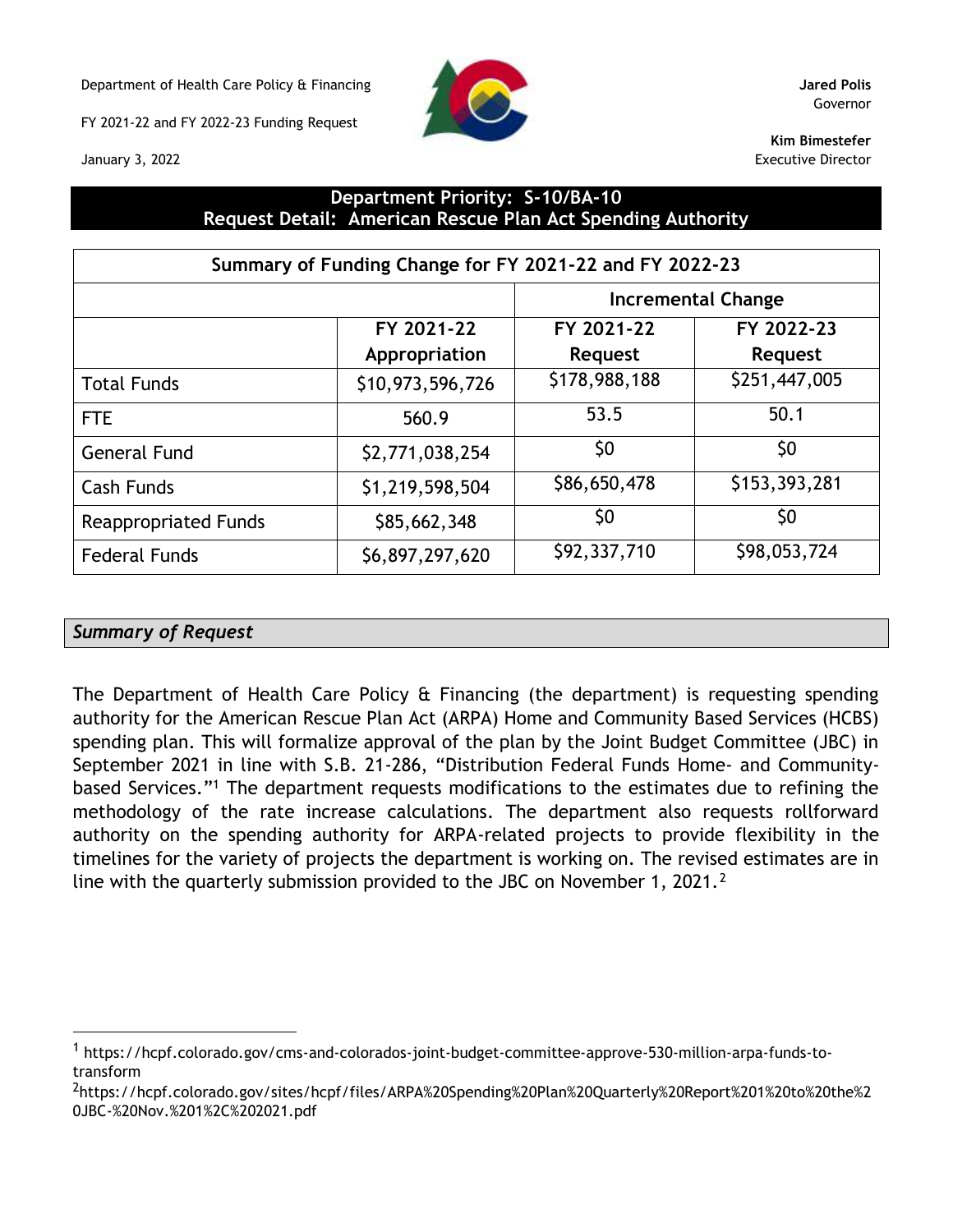Department of Health Care Policy & Financing

FY 2021-22 and FY 2022-23 Funding Request

January 3, 2022

**Jared Polis**
Governor

**Kim Bimestefer**
Executive Director

## Department Priority: S-10/BA-10
## Request Detail: American Rescue Plan Act Spending Authority

| Summary of Funding Change for FY 2021-22 and FY 2022-23 | | | |
|---|---|---|---|
| | | Incremental Change | |
| | FY 2021-22 Appropriation | FY 2021-22 Request | FY 2022-23 Request |
| Total Funds | $10,973,596,726 | $178,988,188 | $251,447,005 |
| FTE | 560.9 | 53.5 | 50.1 |
| General Fund | $2,771,038,254 | $0 | $0 |
| Cash Funds | $1,219,598,504 | $86,650,478 | $153,393,281 |
| Reappropriated Funds | $85,662,348 | $0 | $0 |
| Federal Funds | $6,897,297,620 | $92,337,710 | $98,053,724 |

### *Summary of Request*

The Department of Health Care Policy & Financing (the department) is requesting spending authority for the American Rescue Plan Act (ARPA) Home and Community Based Services (HCBS) spending plan. This will formalize approval of the plan by the Joint Budget Committee (JBC) in September 2021 in line with S.B. 21-286, "Distribution Federal Funds Home- and Community-based Services."[1] The department requests modifications to the estimates due to refining the methodology of the rate increase calculations. The department also requests rollforward authority on the spending authority for ARPA-related projects to provide flexibility in the timelines for the variety of projects the department is working on. The revised estimates are in line with the quarterly submission provided to the JBC on November 1, 2021.[2]

[1] https://hcpf.colorado.gov/cms-and-colorados-joint-budget-committee-approve-530-million-arpa-funds-to-transform

[2] https://hcpf.colorado.gov/sites/hcpf/files/ARPA%20Spending%20Plan%20Quarterly%20Report%201%20to%20the%20JBC-%20Nov.%201%2C%202021.pdf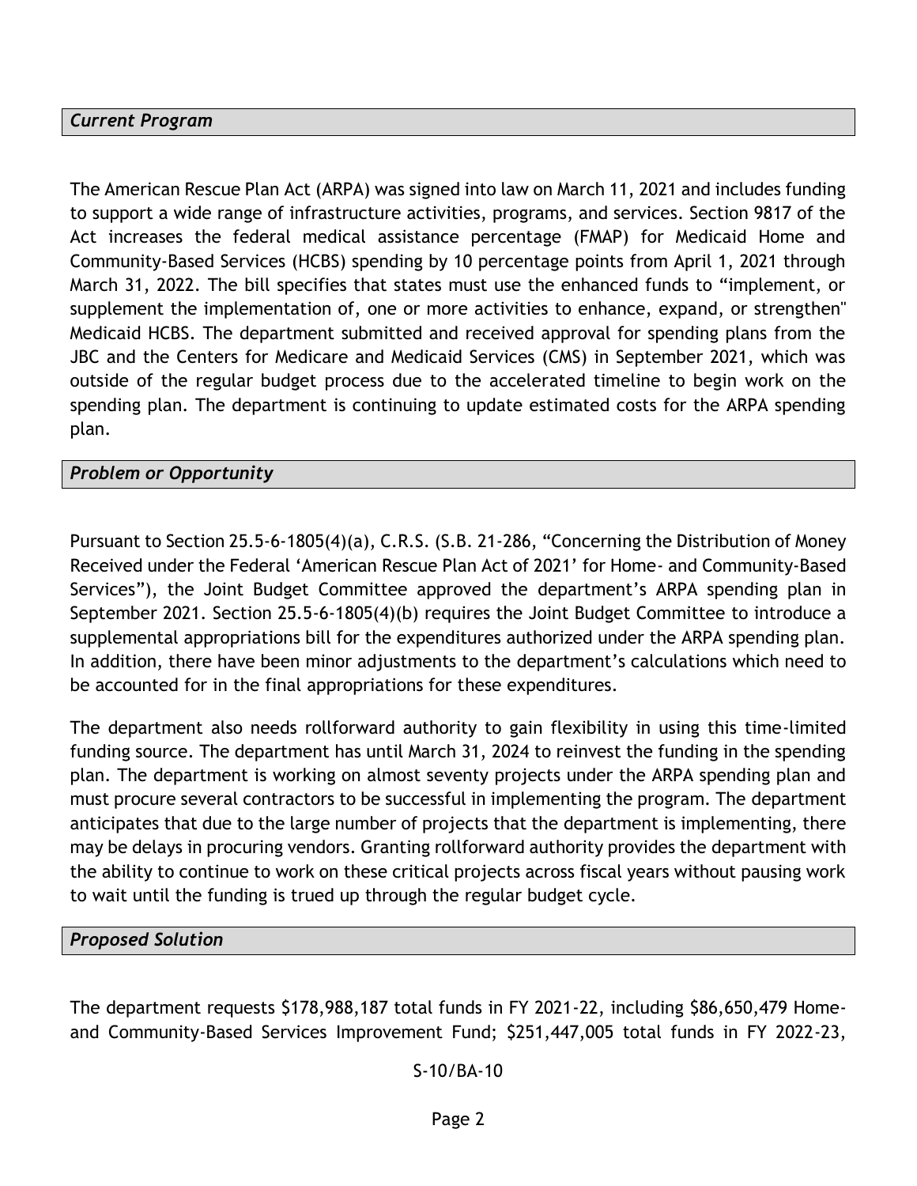### *Current Program*

The American Rescue Plan Act (ARPA) was signed into law on March 11, 2021 and includes funding to support a wide range of infrastructure activities, programs, and services. Section 9817 of the Act increases the federal medical assistance percentage (FMAP) for Medicaid Home and Community-Based Services (HCBS) spending by 10 percentage points from April 1, 2021 through March 31, 2022. The bill specifies that states must use the enhanced funds to "implement, or supplement the implementation of, one or more activities to enhance, expand, or strengthen" Medicaid HCBS. The department submitted and received approval for spending plans from the JBC and the Centers for Medicare and Medicaid Services (CMS) in September 2021, which was outside of the regular budget process due to the accelerated timeline to begin work on the spending plan. The department is continuing to update estimated costs for the ARPA spending plan.

### *Problem or Opportunity*

Pursuant to Section 25.5-6-1805(4)(a), C.R.S. (S.B. 21-286, "Concerning the Distribution of Money Received under the Federal 'American Rescue Plan Act of 2021' for Home- and Community-Based Services"), the Joint Budget Committee approved the department's ARPA spending plan in September 2021. Section 25.5-6-1805(4)(b) requires the Joint Budget Committee to introduce a supplemental appropriations bill for the expenditures authorized under the ARPA spending plan. In addition, there have been minor adjustments to the department's calculations which need to be accounted for in the final appropriations for these expenditures.

The department also needs rollforward authority to gain flexibility in using this time-limited funding source. The department has until March 31, 2024 to reinvest the funding in the spending plan. The department is working on almost seventy projects under the ARPA spending plan and must procure several contractors to be successful in implementing the program. The department anticipates that due to the large number of projects that the department is implementing, there may be delays in procuring vendors. Granting rollforward authority provides the department with the ability to continue to work on these critical projects across fiscal years without pausing work to wait until the funding is trued up through the regular budget cycle.

### *Proposed Solution*

The department requests $178,988,187 total funds in FY 2021-22, including $86,650,479 Home- and Community-Based Services Improvement Fund; $251,447,005 total funds in FY 2022-23,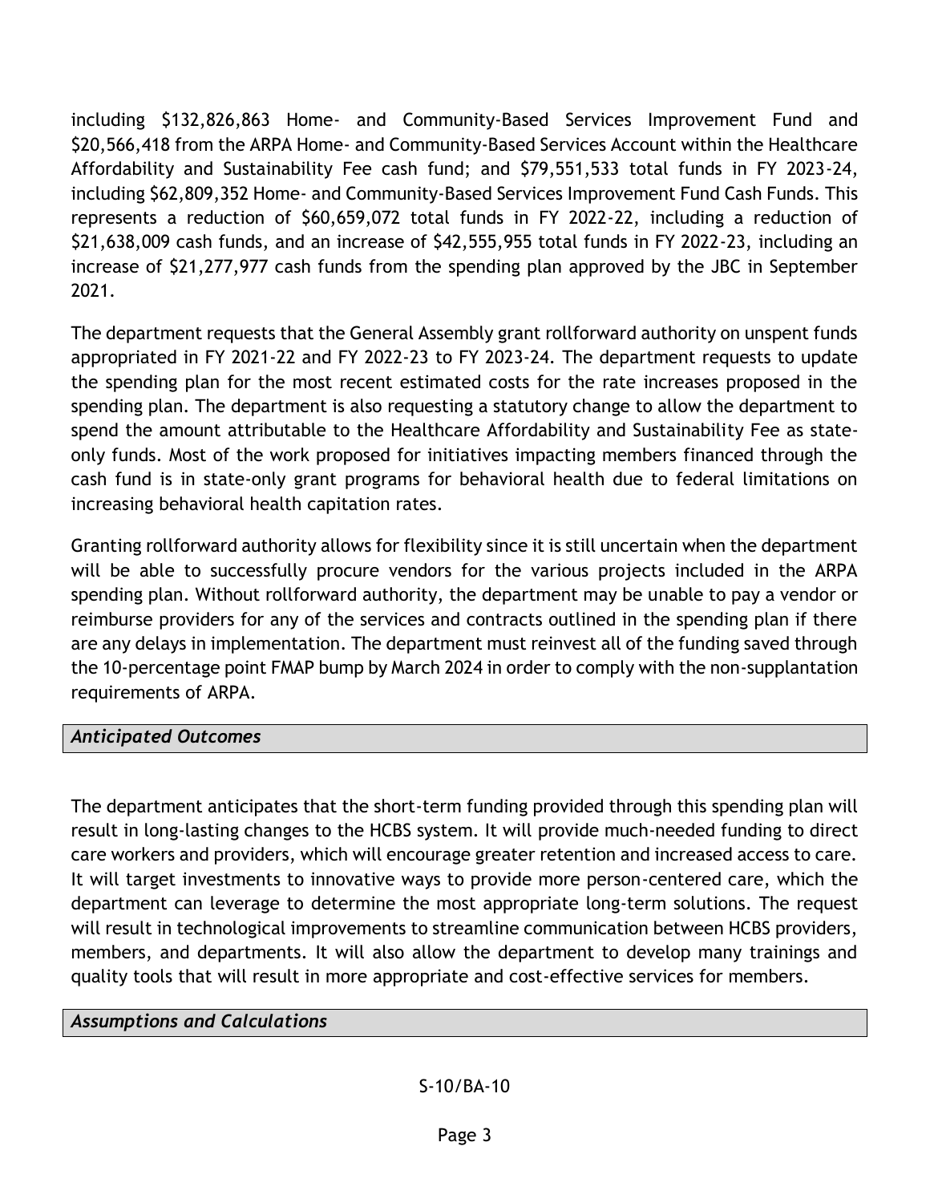including $132,826,863 Home- and Community-Based Services Improvement Fund and $20,566,418 from the ARPA Home- and Community-Based Services Account within the Healthcare Affordability and Sustainability Fee cash fund; and $79,551,533 total funds in FY 2023-24, including $62,809,352 Home- and Community-Based Services Improvement Fund Cash Funds. This represents a reduction of $60,659,072 total funds in FY 2022-22, including a reduction of $21,638,009 cash funds, and an increase of $42,555,955 total funds in FY 2022-23, including an increase of $21,277,977 cash funds from the spending plan approved by the JBC in September 2021.

The department requests that the General Assembly grant rollforward authority on unspent funds appropriated in FY 2021-22 and FY 2022-23 to FY 2023-24. The department requests to update the spending plan for the most recent estimated costs for the rate increases proposed in the spending plan. The department is also requesting a statutory change to allow the department to spend the amount attributable to the Healthcare Affordability and Sustainability Fee as state-only funds. Most of the work proposed for initiatives impacting members financed through the cash fund is in state-only grant programs for behavioral health due to federal limitations on increasing behavioral health capitation rates.

Granting rollforward authority allows for flexibility since it is still uncertain when the department will be able to successfully procure vendors for the various projects included in the ARPA spending plan. Without rollforward authority, the department may be unable to pay a vendor or reimburse providers for any of the services and contracts outlined in the spending plan if there are any delays in implementation. The department must reinvest all of the funding saved through the 10-percentage point FMAP bump by March 2024 in order to comply with the non-supplantation requirements of ARPA.

### *Anticipated Outcomes*

The department anticipates that the short-term funding provided through this spending plan will result in long-lasting changes to the HCBS system. It will provide much-needed funding to direct care workers and providers, which will encourage greater retention and increased access to care. It will target investments to innovative ways to provide more person-centered care, which the department can leverage to determine the most appropriate long-term solutions. The request will result in technological improvements to streamline communication between HCBS providers, members, and departments. It will also allow the department to develop many trainings and quality tools that will result in more appropriate and cost-effective services for members.

### *Assumptions and Calculations*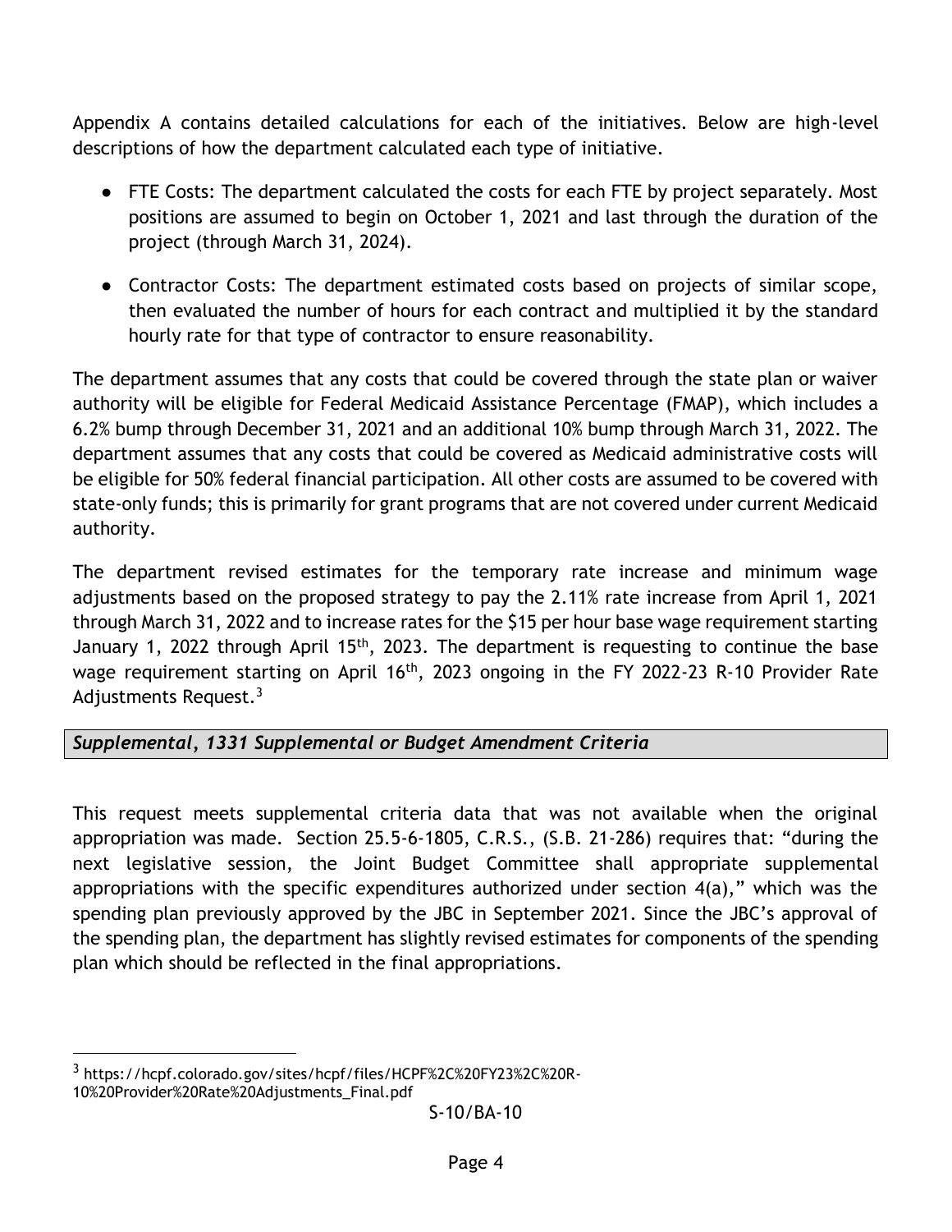Appendix A contains detailed calculations for each of the initiatives. Below are high-level descriptions of how the department calculated each type of initiative.

- FTE Costs: The department calculated the costs for each FTE by project separately. Most positions are assumed to begin on October 1, 2021 and last through the duration of the project (through March 31, 2024).
- Contractor Costs: The department estimated costs based on projects of similar scope, then evaluated the number of hours for each contract and multiplied it by the standard hourly rate for that type of contractor to ensure reasonability.

The department assumes that any costs that could be covered through the state plan or waiver authority will be eligible for Federal Medicaid Assistance Percentage (FMAP), which includes a 6.2% bump through December 31, 2021 and an additional 10% bump through March 31, 2022. The department assumes that any costs that could be covered as Medicaid administrative costs will be eligible for 50% federal financial participation. All other costs are assumed to be covered with state-only funds; this is primarily for grant programs that are not covered under current Medicaid authority.

The department revised estimates for the temporary rate increase and minimum wage adjustments based on the proposed strategy to pay the 2.11% rate increase from April 1, 2021 through March 31, 2022 and to increase rates for the $15 per hour base wage requirement starting January 1, 2022 through April 15th, 2023. The department is requesting to continue the base wage requirement starting on April 16th, 2023 ongoing in the FY 2022-23 R-10 Provider Rate Adjustments Request.[3]

## *Supplemental, 1331 Supplemental or Budget Amendment Criteria*

This request meets supplemental criteria data that was not available when the original appropriation was made. Section 25.5-6-1805, C.R.S., (S.B. 21-286) requires that: "during the next legislative session, the Joint Budget Committee shall appropriate supplemental appropriations with the specific expenditures authorized under section 4(a)," which was the spending plan previously approved by the JBC in September 2021. Since the JBC's approval of the spending plan, the department has slightly revised estimates for components of the spending plan which should be reflected in the final appropriations.

[3] https://hcpf.colorado.gov/sites/hcpf/files/HCPF%2C%20FY23%2C%20R-10%20Provider%20Rate%20Adjustments_Final.pdf

S-10/BA-10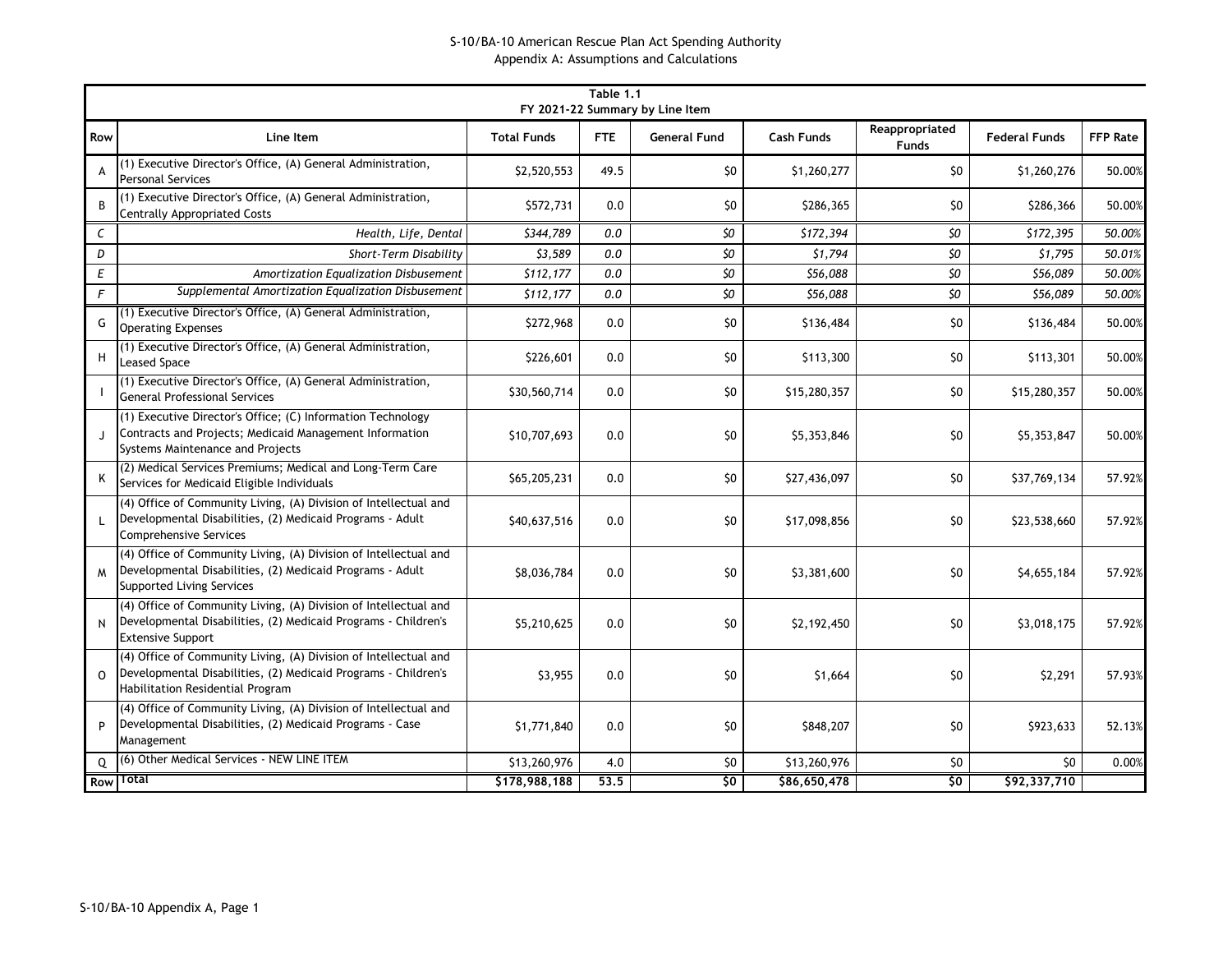S-10/BA-10 American Rescue Plan Act Spending Authority
Appendix A: Assumptions and Calculations

| Table 1.1 FY 2021-22 Summary by Line Item | | | | | | | | |
|---|---|---|---|---|---|---|---|---|
| **Row** | **Line Item** | **Total Funds** | **FTE** | **General Fund** | **Cash Funds** | **Reappropriated Funds** | **Federal Funds** | **FFP Rate** |
| A | (1) Executive Director's Office, (A) General Administration, Personal Services | $2,520,553 | 49.5 | $0 | $1,260,277 | $0 | $1,260,276 | 50.00% |
| B | (1) Executive Director's Office, (A) General Administration, Centrally Appropriated Costs | $572,731 | 0.0 | $0 | $286,365 | $0 | $286,366 | 50.00% |
| *C* | *Health, Life, Dental* | *$344,789* | *0.0* | *$0* | *$172,394* | *$0* | *$172,395* | *50.00%* |
| *D* | *Short-Term Disability* | *$3,589* | *0.0* | *$0* | *$1,794* | *$0* | *$1,795* | *50.01%* |
| *E* | *Amortization Equalization Disbusement* | *$112,177* | *0.0* | *$0* | *$56,088* | *$0* | *$56,089* | *50.00%* |
| *F* | *Supplemental Amortization Equalization Disbusement* | *$112,177* | *0.0* | *$0* | *$56,088* | *$0* | *$56,089* | *50.00%* |
| G | (1) Executive Director's Office, (A) General Administration, Operating Expenses | $272,968 | 0.0 | $0 | $136,484 | $0 | $136,484 | 50.00% |
| H | (1) Executive Director's Office, (A) General Administration, Leased Space | $226,601 | 0.0 | $0 | $113,300 | $0 | $113,301 | 50.00% |
| I | (1) Executive Director's Office, (A) General Administration, General Professional Services | $30,560,714 | 0.0 | $0 | $15,280,357 | $0 | $15,280,357 | 50.00% |
| J | (1) Executive Director's Office; (C) Information Technology Contracts and Projects; Medicaid Management Information Systems Maintenance and Projects | $10,707,693 | 0.0 | $0 | $5,353,846 | $0 | $5,353,847 | 50.00% |
| K | (2) Medical Services Premiums; Medical and Long-Term Care Services for Medicaid Eligible Individuals | $65,205,231 | 0.0 | $0 | $27,436,097 | $0 | $37,769,134 | 57.92% |
| L | (4) Office of Community Living, (A) Division of Intellectual and Developmental Disabilities, (2) Medicaid Programs - Adult Comprehensive Services | $40,637,516 | 0.0 | $0 | $17,098,856 | $0 | $23,538,660 | 57.92% |
| M | (4) Office of Community Living, (A) Division of Intellectual and Developmental Disabilities, (2) Medicaid Programs - Adult Supported Living Services | $8,036,784 | 0.0 | $0 | $3,381,600 | $0 | $4,655,184 | 57.92% |
| N | (4) Office of Community Living, (A) Division of Intellectual and Developmental Disabilities, (2) Medicaid Programs - Children's Extensive Support | $5,210,625 | 0.0 | $0 | $2,192,450 | $0 | $3,018,175 | 57.92% |
| O | (4) Office of Community Living, (A) Division of Intellectual and Developmental Disabilities, (2) Medicaid Programs - Children's Habilitation Residential Program | $3,955 | 0.0 | $0 | $1,664 | $0 | $2,291 | 57.93% |
| P | (4) Office of Community Living, (A) Division of Intellectual and Developmental Disabilities, (2) Medicaid Programs - Case Management | $1,771,840 | 0.0 | $0 | $848,207 | $0 | $923,633 | 52.13% |
| Q | (6) Other Medical Services - NEW LINE ITEM | $13,260,976 | 4.0 | $0 | $13,260,976 | $0 | $0 | 0.00% |
| Row | **Total** | **$178,988,188** | **53.5** | **$0** | **$86,650,478** | **$0** | **$92,337,710** | |

S-10/BA-10 Appendix A, Page 1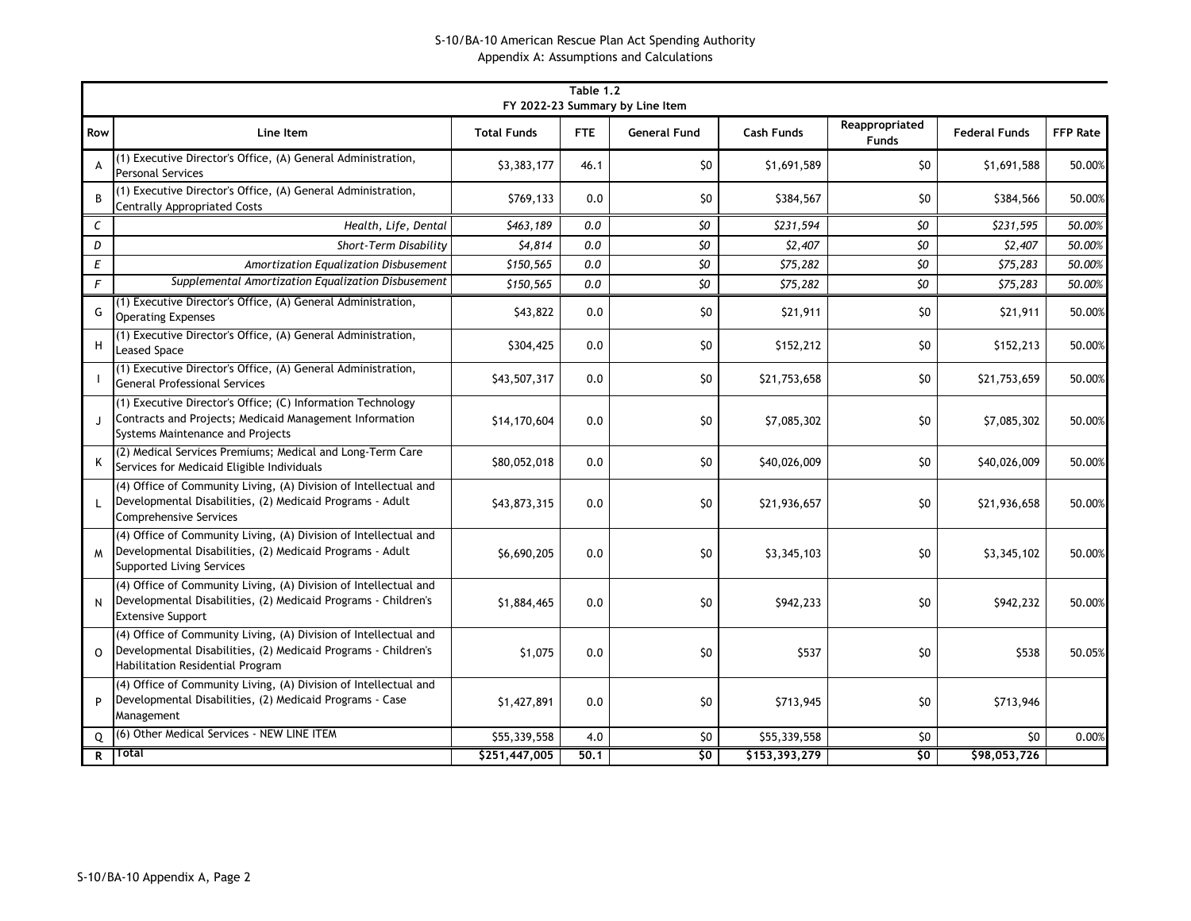S-10/BA-10 American Rescue Plan Act Spending Authority
Appendix A: Assumptions and Calculations

| Table 1.2<br>FY 2022-23 Summary by Line Item | | | | | | | | |
|---|---|---|---|---|---|---|---|---|
| Row | Line Item | Total Funds | FTE | General Fund | Cash Funds | Reappropriated Funds | Federal Funds | FFP Rate |
| A | (1) Executive Director's Office, (A) General Administration, Personal Services | $3,383,177 | 46.1 | $0 | $1,691,589 | $0 | $1,691,588 | 50.00% |
| B | (1) Executive Director's Office, (A) General Administration, Centrally Appropriated Costs | $769,133 | 0.0 | $0 | $384,567 | $0 | $384,566 | 50.00% |
| *C* | *Health, Life, Dental* | *$463,189* | *0.0* | *$0* | *$231,594* | *$0* | *$231,595* | *50.00%* |
| *D* | *Short-Term Disability* | *$4,814* | *0.0* | *$0* | *$2,407* | *$0* | *$2,407* | *50.00%* |
| *E* | *Amortization Equalization Disbusement* | *$150,565* | *0.0* | *$0* | *$75,282* | *$0* | *$75,283* | *50.00%* |
| *F* | *Supplemental Amortization Equalization Disbusement* | *$150,565* | *0.0* | *$0* | *$75,282* | *$0* | *$75,283* | *50.00%* |
| G | (1) Executive Director's Office, (A) General Administration, Operating Expenses | $43,822 | 0.0 | $0 | $21,911 | $0 | $21,911 | 50.00% |
| H | (1) Executive Director's Office, (A) General Administration, Leased Space | $304,425 | 0.0 | $0 | $152,212 | $0 | $152,213 | 50.00% |
| I | (1) Executive Director's Office, (A) General Administration, General Professional Services | $43,507,317 | 0.0 | $0 | $21,753,658 | $0 | $21,753,659 | 50.00% |
| J | (1) Executive Director's Office; (C) Information Technology Contracts and Projects; Medicaid Management Information Systems Maintenance and Projects | $14,170,604 | 0.0 | $0 | $7,085,302 | $0 | $7,085,302 | 50.00% |
| K | (2) Medical Services Premiums; Medical and Long-Term Care Services for Medicaid Eligible Individuals | $80,052,018 | 0.0 | $0 | $40,026,009 | $0 | $40,026,009 | 50.00% |
| L | (4) Office of Community Living, (A) Division of Intellectual and Developmental Disabilities, (2) Medicaid Programs - Adult Comprehensive Services | $43,873,315 | 0.0 | $0 | $21,936,657 | $0 | $21,936,658 | 50.00% |
| M | (4) Office of Community Living, (A) Division of Intellectual and Developmental Disabilities, (2) Medicaid Programs - Adult Supported Living Services | $6,690,205 | 0.0 | $0 | $3,345,103 | $0 | $3,345,102 | 50.00% |
| N | (4) Office of Community Living, (A) Division of Intellectual and Developmental Disabilities, (2) Medicaid Programs - Children's Extensive Support | $1,884,465 | 0.0 | $0 | $942,233 | $0 | $942,232 | 50.00% |
| O | (4) Office of Community Living, (A) Division of Intellectual and Developmental Disabilities, (2) Medicaid Programs - Children's Habilitation Residential Program | $1,075 | 0.0 | $0 | $537 | $0 | $538 | 50.05% |
| P | (4) Office of Community Living, (A) Division of Intellectual and Developmental Disabilities, (2) Medicaid Programs - Case Management | $1,427,891 | 0.0 | $0 | $713,945 | $0 | $713,946 | |
| Q | (6) Other Medical Services - NEW LINE ITEM | $55,339,558 | 4.0 | $0 | $55,339,558 | $0 | $0 | 0.00% |
| R | **Total** | **$251,447,005** | **50.1** | **$0** | **$153,393,279** | **$0** | **$98,053,726** | |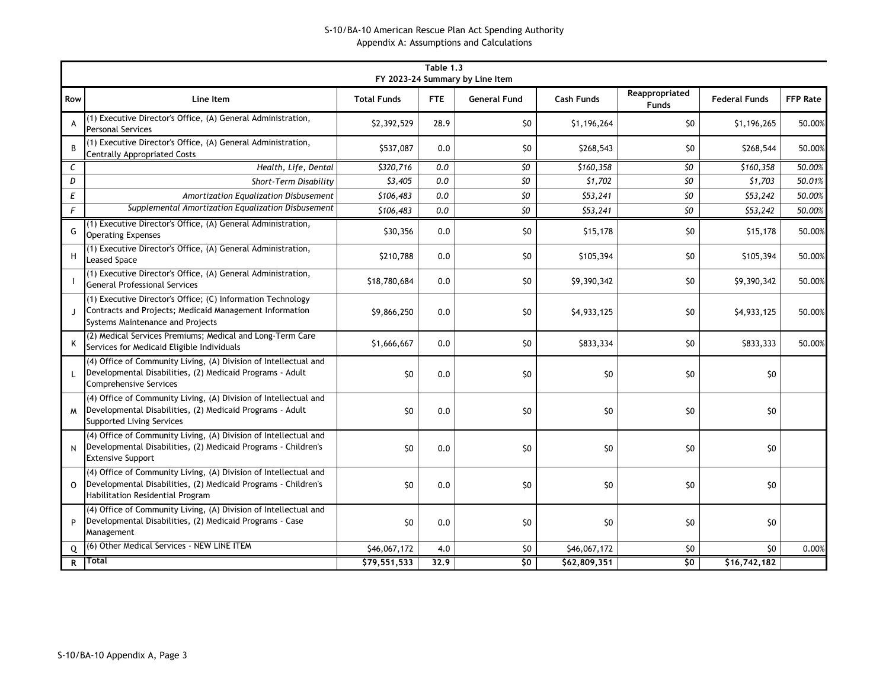## S-10/BA-10 American Rescue Plan Act Spending Authority
### Appendix A: Assumptions and Calculations

**Table 1.3**
**FY 2023-24 Summary by Line Item**

| Row | Line Item | Total Funds | FTE | General Fund | Cash Funds | Reappropriated Funds | Federal Funds | FFP Rate |
|---|---|---|---|---|---|---|---|---|
| A | (1) Executive Director's Office, (A) General Administration, Personal Services | $2,392,529 | 28.9 | $0 | $1,196,264 | $0 | $1,196,265 | 50.00% |
| B | (1) Executive Director's Office, (A) General Administration, Centrally Appropriated Costs | $537,087 | 0.0 | $0 | $268,543 | $0 | $268,544 | 50.00% |
| *C* | *Health, Life, Dental* | *$320,716* | *0.0* | *$0* | *$160,358* | *$0* | *$160,358* | *50.00%* |
| *D* | *Short-Term Disability* | *$3,405* | *0.0* | *$0* | *$1,702* | *$0* | *$1,703* | *50.01%* |
| *E* | *Amortization Equalization Disbusement* | *$106,483* | *0.0* | *$0* | *$53,241* | *$0* | *$53,242* | *50.00%* |
| *F* | *Supplemental Amortization Equalization Disbusement* | *$106,483* | *0.0* | *$0* | *$53,241* | *$0* | *$53,242* | *50.00%* |
| G | (1) Executive Director's Office, (A) General Administration, Operating Expenses | $30,356 | 0.0 | $0 | $15,178 | $0 | $15,178 | 50.00% |
| H | (1) Executive Director's Office, (A) General Administration, Leased Space | $210,788 | 0.0 | $0 | $105,394 | $0 | $105,394 | 50.00% |
| I | (1) Executive Director's Office, (A) General Administration, General Professional Services | $18,780,684 | 0.0 | $0 | $9,390,342 | $0 | $9,390,342 | 50.00% |
| J | (1) Executive Director's Office; (C) Information Technology Contracts and Projects; Medicaid Management Information Systems Maintenance and Projects | $9,866,250 | 0.0 | $0 | $4,933,125 | $0 | $4,933,125 | 50.00% |
| K | (2) Medical Services Premiums; Medical and Long-Term Care Services for Medicaid Eligible Individuals | $1,666,667 | 0.0 | $0 | $833,334 | $0 | $833,333 | 50.00% |
| L | (4) Office of Community Living, (A) Division of Intellectual and Developmental Disabilities, (2) Medicaid Programs - Adult Comprehensive Services | $0 | 0.0 | $0 | $0 | $0 | $0 | |
| M | (4) Office of Community Living, (A) Division of Intellectual and Developmental Disabilities, (2) Medicaid Programs - Adult Supported Living Services | $0 | 0.0 | $0 | $0 | $0 | $0 | |
| N | (4) Office of Community Living, (A) Division of Intellectual and Developmental Disabilities, (2) Medicaid Programs - Children's Extensive Support | $0 | 0.0 | $0 | $0 | $0 | $0 | |
| O | (4) Office of Community Living, (A) Division of Intellectual and Developmental Disabilities, (2) Medicaid Programs - Children's Habilitation Residential Program | $0 | 0.0 | $0 | $0 | $0 | $0 | |
| P | (4) Office of Community Living, (A) Division of Intellectual and Developmental Disabilities, (2) Medicaid Programs - Case Management | $0 | 0.0 | $0 | $0 | $0 | $0 | |
| Q | (6) Other Medical Services - NEW LINE ITEM | $46,067,172 | 4.0 | $0 | $46,067,172 | $0 | $0 | 0.00% |
| R | **Total** | **$79,551,533** | **32.9** | **$0** | **$62,809,351** | **$0** | **$16,742,182** | |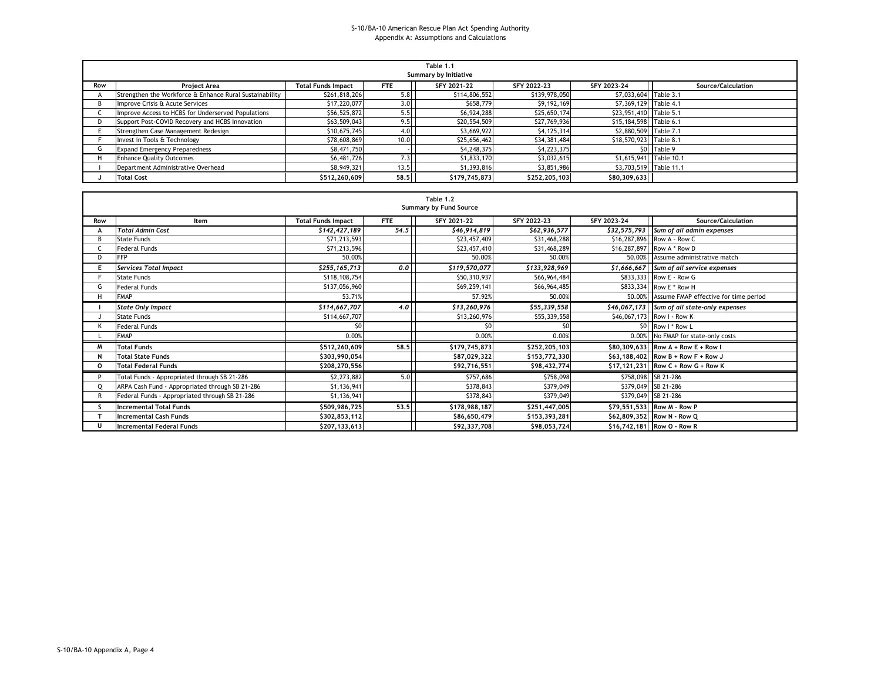# S-10/BA-10 American Rescue Plan Act Spending Authority
## Appendix A: Assumptions and Calculations

**Table 1.1**
**Summary by Initiative**

| Row | Project Area | Total Funds Impact | FTE | SFY 2021-22 | SFY 2022-23 | SFY 2023-24 | Source/Calculation |
|---|---|---|---|---|---|---|---|
| A | Strengthen the Workforce & Enhance Rural Sustainability | $261,818,206 | 5.8 | $114,806,552 | $139,978,050 | $7,033,604 | Table 3.1 |
| B | Improve Crisis & Acute Services | $17,220,077 | 3.0 | $658,779 | $9,192,169 | $7,369,129 | Table 4.1 |
| C | Improve Access to HCBS for Underserved Populations | $56,525,872 | 5.5 | $6,924,288 | $25,650,174 | $23,951,410 | Table 5.1 |
| D | Support Post-COVID Recovery and HCBS Innovation | $63,509,043 | 9.5 | $20,554,509 | $27,769,936 | $15,184,598 | Table 6.1 |
| E | Strengthen Case Management Redesign | $10,675,745 | 4.0 | $3,669,922 | $4,125,314 | $2,880,509 | Table 7.1 |
| F | Invest in Tools & Technology | $78,608,869 | 10.0 | $25,656,462 | $34,381,484 | $18,570,923 | Table 8.1 |
| G | Expand Emergency Preparedness | $8,471,750 | - | $4,248,375 | $4,223,375 | $0 | Table 9 |
| H | Enhance Quality Outcomes | $6,481,726 | 7.3 | $1,833,170 | $3,032,615 | $1,615,941 | Table 10.1 |
| I | Department Administrative Overhead | $8,949,321 | 13.5 | $1,393,816 | $3,851,986 | $3,703,519 | Table 11.1 |
| J | **Total Cost** | **$512,260,609** | **58.5** | **$179,745,873** | **$252,205,103** | **$80,309,633** | |

**Table 1.2**
**Summary by Fund Source**

| Row | Item | Total Funds Impact | FTE | SFY 2021-22 | SFY 2022-23 | SFY 2023-24 | Source/Calculation |
|---|---|---|---|---|---|---|---|
| A | ***Total Admin Cost*** | ***$142,427,189*** | ***54.5*** | ***$46,914,819*** | ***$62,936,577*** | ***$32,575,793*** | ***Sum of all admin expenses*** |
| B | State Funds | $71,213,593 | | $23,457,409 | $31,468,288 | $16,287,896 | Row A - Row C |
| C | Federal Funds | $71,213,596 | | $23,457,410 | $31,468,289 | $16,287,897 | Row A * Row D |
| D | FFP | 50.00% | | 50.00% | 50.00% | 50.00% | Assume administrative match |
| E | ***Services Total Impact*** | ***$255,165,713*** | ***0.0*** | ***$119,570,077*** | ***$133,928,969*** | ***$1,666,667*** | ***Sum of all service expenses*** |
| F | State Funds | $118,108,754 | | $50,310,937 | $66,964,484 | $833,333 | Row E - Row G |
| G | Federal Funds | $137,056,960 | | $69,259,141 | $66,964,485 | $833,334 | Row E * Row H |
| H | FMAP | 53.71% | | 57.92% | 50.00% | 50.00% | Assume FMAP effective for time period |
| I | ***State Only Impact*** | ***$114,667,707*** | ***4.0*** | ***$13,260,976*** | ***$55,339,558*** | ***$46,067,173*** | ***Sum of all state-only expenses*** |
| J | State Funds | $114,667,707 | | $13,260,976 | $55,339,558 | $46,067,173 | Row I - Row K |
| K | Federal Funds | $0 | | $0 | $0 | $0 | Row I * Row L |
| L | FMAP | 0.00% | | 0.00% | 0.00% | 0.00% | No FMAP for state-only costs |
| M | **Total Funds** | **$512,260,609** | **58.5** | **$179,745,873** | **$252,205,103** | **$80,309,633** | **Row A + Row E + Row I** |
| N | **Total State Funds** | **$303,990,054** | | **$87,029,322** | **$153,772,330** | **$63,188,402** | **Row B + Row F + Row J** |
| O | **Total Federal Funds** | **$208,270,556** | | **$92,716,551** | **$98,432,774** | **$17,121,231** | **Row C + Row G + Row K** |
| P | Total Funds - Appropriated through SB 21-286 | $2,273,882 | 5.0 | $757,686 | $758,098 | $758,098 | SB 21-286 |
| Q | ARPA Cash Fund - Appropriated through SB 21-286 | $1,136,941 | | $378,843 | $379,049 | $379,049 | SB 21-286 |
| R | Federal Funds - Appropriated through SB 21-286 | $1,136,941 | | $378,843 | $379,049 | $379,049 | SB 21-286 |
| S | **Incremental Total Funds** | **$509,986,725** | **53.5** | **$178,988,187** | **$251,447,005** | **$79,551,533** | **Row M - Row P** |
| T | **Incremental Cash Funds** | **$302,853,112** | | **$86,650,479** | **$153,393,281** | **$62,809,352** | **Row N - Row Q** |
| U | **Incremental Federal Funds** | **$207,133,613** | | **$92,337,708** | **$98,053,724** | **$16,742,181** | **Row O - Row R** |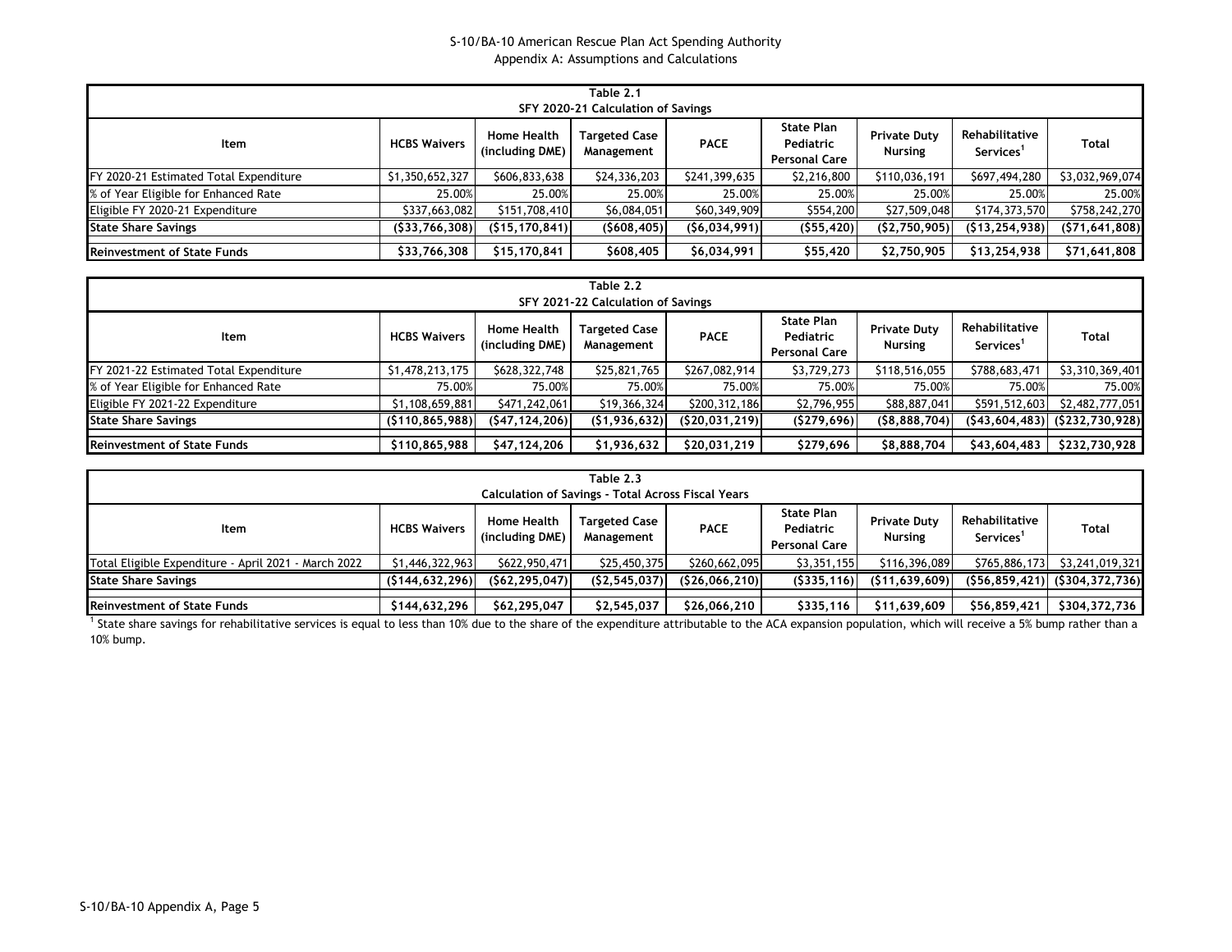S-10/BA-10 American Rescue Plan Act Spending Authority
Appendix A: Assumptions and Calculations

**Table 2.1**
**SFY 2020-21 Calculation of Savings**

| Item | HCBS Waivers | Home Health (including DME) | Targeted Case Management | PACE | State Plan Pediatric Personal Care | Private Duty Nursing | Rehabilitative Services[1] | Total |
|---|---|---|---|---|---|---|---|---|
| FY 2020-21 Estimated Total Expenditure | $1,350,652,327 | $606,833,638 | $24,336,203 | $241,399,635 | $2,216,800 | $110,036,191 | $697,494,280 | $3,032,969,074 |
| % of Year Eligible for Enhanced Rate | 25.00% | 25.00% | 25.00% | 25.00% | 25.00% | 25.00% | 25.00% | 25.00% |
| Eligible FY 2020-21 Expenditure | $337,663,082 | $151,708,410 | $6,084,051 | $60,349,909 | $554,200 | $27,509,048 | $174,373,570 | $758,242,270 |
| **State Share Savings** | **($33,766,308)** | **($15,170,841)** | **($608,405)** | **($6,034,991)** | **($55,420)** | **($2,750,905)** | **($13,254,938)** | **($71,641,808)** |
| **Reinvestment of State Funds** | **$33,766,308** | **$15,170,841** | **$608,405** | **$6,034,991** | **$55,420** | **$2,750,905** | **$13,254,938** | **$71,641,808** |

**Table 2.2**
**SFY 2021-22 Calculation of Savings**

| Item | HCBS Waivers | Home Health (including DME) | Targeted Case Management | PACE | State Plan Pediatric Personal Care | Private Duty Nursing | Rehabilitative Services[1] | Total |
|---|---|---|---|---|---|---|---|---|
| FY 2021-22 Estimated Total Expenditure | $1,478,213,175 | $628,322,748 | $25,821,765 | $267,082,914 | $3,729,273 | $118,516,055 | $788,683,471 | $3,310,369,401 |
| % of Year Eligible for Enhanced Rate | 75.00% | 75.00% | 75.00% | 75.00% | 75.00% | 75.00% | 75.00% | 75.00% |
| Eligible FY 2021-22 Expenditure | $1,108,659,881 | $471,242,061 | $19,366,324 | $200,312,186 | $2,796,955 | $88,887,041 | $591,512,603 | $2,482,777,051 |
| **State Share Savings** | **($110,865,988)** | **($47,124,206)** | **($1,936,632)** | **($20,031,219)** | **($279,696)** | **($8,888,704)** | **($43,604,483)** | **($232,730,928)** |
| **Reinvestment of State Funds** | **$110,865,988** | **$47,124,206** | **$1,936,632** | **$20,031,219** | **$279,696** | **$8,888,704** | **$43,604,483** | **$232,730,928** |

**Table 2.3**
**Calculation of Savings - Total Across Fiscal Years**

| Item | HCBS Waivers | Home Health (including DME) | Targeted Case Management | PACE | State Plan Pediatric Personal Care | Private Duty Nursing | Rehabilitative Services[1] | Total |
|---|---|---|---|---|---|---|---|---|
| Total Eligible Expenditure - April 2021 - March 2022 | $1,446,322,963 | $622,950,471 | $25,450,375 | $260,662,095 | $3,351,155 | $116,396,089 | $765,886,173 | $3,241,019,321 |
| **State Share Savings** | **($144,632,296)** | **($62,295,047)** | **($2,545,037)** | **($26,066,210)** | **($335,116)** | **($11,639,609)** | **($56,859,421)** | **($304,372,736)** |
| **Reinvestment of State Funds** | **$144,632,296** | **$62,295,047** | **$2,545,037** | **$26,066,210** | **$335,116** | **$11,639,609** | **$56,859,421** | **$304,372,736** |

[1] State share savings for rehabilitative services is equal to less than 10% due to the share of the expenditure attributable to the ACA expansion population, which will receive a 5% bump rather than a 10% bump.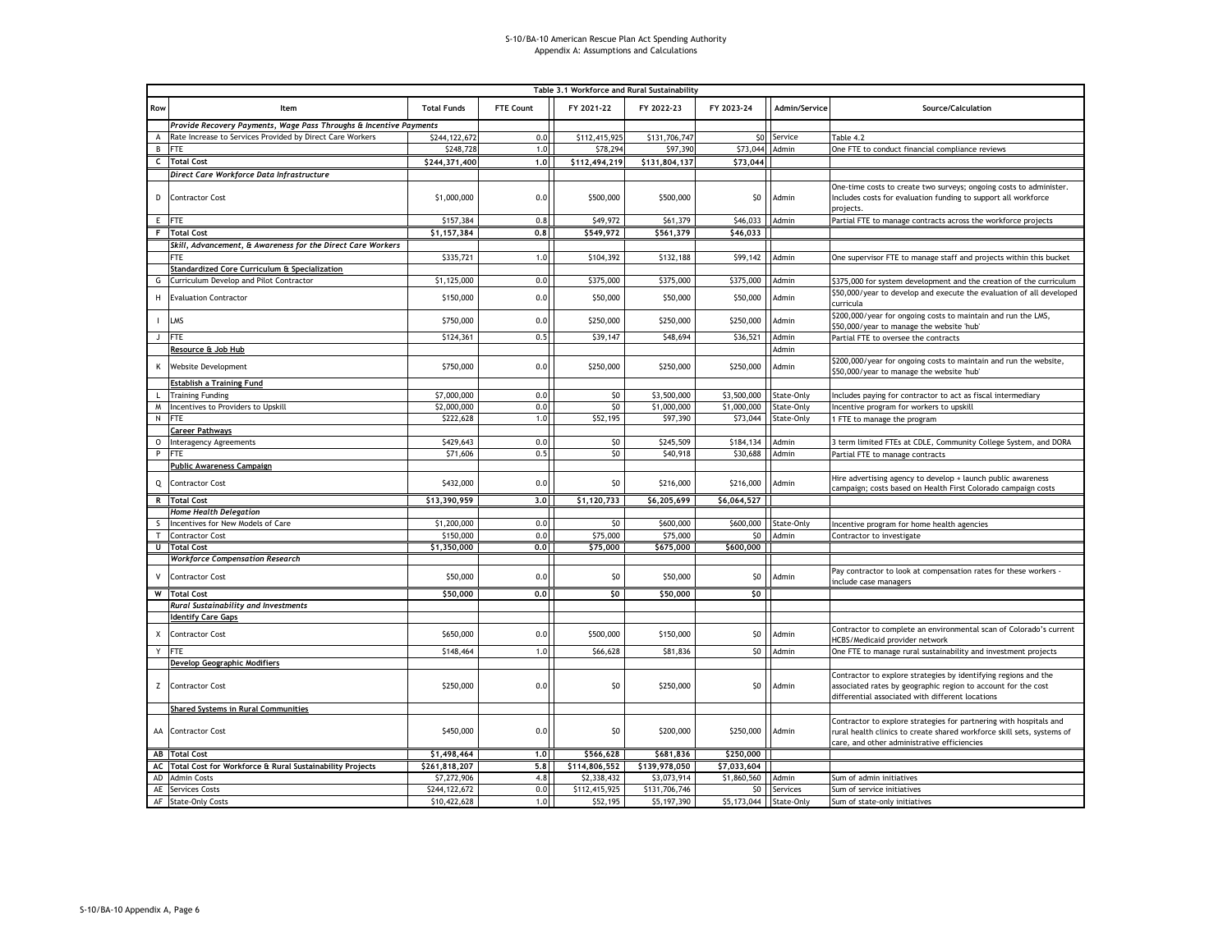S-10/BA-10 American Rescue Plan Act Spending Authority
Appendix A: Assumptions and Calculations

| Table 3.1 Workforce and Rural Sustainability | | | | | | | | | |
|---|---|---|---|---|---|---|---|---|---|
| Row | Item | Total Funds | FTE Count | FY 2021-22 | FY 2022-23 | FY 2023-24 | Admin/Service | Source/Calculation |
| | *Provide Recovery Payments, Wage Pass Throughs & Incentive Payments* | | | | | | | |
| A | Rate Increase to Services Provided by Direct Care Workers | $244,122,672 | 0.0 | $112,415,925 | $131,706,747 | $0 | Service | Table 4.2 |
| B | FTE | $248,728 | 1.0 | $78,294 | $97,390 | $73,044 | Admin | One FTE to conduct financial compliance reviews |
| C | **Total Cost** | **$244,371,400** | **1.0** | **$112,494,219** | **$131,804,137** | **$73,044** | | |
| | *Direct Care Workforce Data Infrastructure* | | | | | | | |
| D | Contractor Cost | $1,000,000 | 0.0 | $500,000 | $500,000 | $0 | Admin | One-time costs to create two surveys; ongoing costs to administer. Includes costs for evaluation funding to support all workforce projects. |
| E | FTE | $157,384 | 0.8 | $49,972 | $61,379 | $46,033 | Admin | Partial FTE to manage contracts across the workforce projects |
| F | **Total Cost** | **$1,157,384** | **0.8** | **$549,972** | **$561,379** | **$46,033** | | |
| | *Skill, Advancement, & Awareness for the Direct Care Workers* | | | | | | | |
| | FTE | $335,721 | 1.0 | $104,392 | $132,188 | $99,142 | Admin | One supervisor FTE to manage staff and projects within this bucket |
| | Standardized Core Curriculum & Specialization | | | | | | | |
| G | Curriculum Develop and Pilot Contractor | $1,125,000 | 0.0 | $375,000 | $375,000 | $375,000 | Admin | $375,000 for system development and the creation of the curriculum |
| H | Evaluation Contractor | $150,000 | 0.0 | $50,000 | $50,000 | $50,000 | Admin | $50,000/year to develop and execute the evaluation of all developed curricula |
| I | LMS | $750,000 | 0.0 | $250,000 | $250,000 | $250,000 | Admin | $200,000/year for ongoing costs to maintain and run the LMS, $50,000/year to manage the website 'hub' |
| J | FTE | $124,361 | 0.5 | $39,147 | $48,694 | $36,521 | Admin | Partial FTE to oversee the contracts |
| | Resource & Job Hub | | | | | | Admin | |
| K | Website Development | $750,000 | 0.0 | $250,000 | $250,000 | $250,000 | Admin | $200,000/year for ongoing costs to maintain and run the website, $50,000/year to manage the website 'hub' |
| | Establish a Training Fund | | | | | | | |
| L | Training Funding | $7,000,000 | 0.0 | $0 | $3,500,000 | $3,500,000 | State-Only | Includes paying for contractor to act as fiscal intermediary |
| M | Incentives to Providers to Upskill | $2,000,000 | 0.0 | $0 | $1,000,000 | $1,000,000 | State-Only | Incentive program for workers to upskill |
| N | FTE | $222,628 | 1.0 | $52,195 | $97,390 | $73,044 | State-Only | 1 FTE to manage the program |
| | Career Pathways | | | | | | | |
| O | Interagency Agreements | $429,643 | 0.0 | $0 | $245,509 | $184,134 | Admin | 3 term limited FTEs at CDLE, Community College System, and DORA |
| P | FTE | $71,606 | 0.5 | $0 | $40,918 | $30,688 | Admin | Partial FTE to manage contracts |
| | Public Awareness Campaign | | | | | | | |
| Q | Contractor Cost | $432,000 | 0.0 | $0 | $216,000 | $216,000 | Admin | Hire advertising agency to develop + launch public awareness campaign; costs based on Health First Colorado campaign costs |
| R | **Total Cost** | **$13,390,959** | **3.0** | **$1,120,733** | **$6,205,699** | **$6,064,527** | | |
| | *Home Health Delegation* | | | | | | | |
| S | Incentives for New Models of Care | $1,200,000 | 0.0 | $0 | $600,000 | $600,000 | State-Only | Incentive program for home health agencies |
| T | Contractor Cost | $150,000 | 0.0 | $75,000 | $75,000 | $0 | Admin | Contractor to investigate |
| U | **Total Cost** | **$1,350,000** | **0.0** | **$75,000** | **$675,000** | **$600,000** | | |
| | *Workforce Compensation Research* | | | | | | | |
| V | Contractor Cost | $50,000 | 0.0 | $0 | $50,000 | $0 | Admin | Pay contractor to look at compensation rates for these workers - include case managers |
| W | **Total Cost** | **$50,000** | **0.0** | **$0** | **$50,000** | **$0** | | |
| | *Rural Sustainability and Investments* | | | | | | | |
| | Identify Care Gaps | | | | | | | |
| X | Contractor Cost | $650,000 | 0.0 | $500,000 | $150,000 | $0 | Admin | Contractor to complete an environmental scan of Colorado's current HCBS/Medicaid provider network |
| Y | FTE | $148,464 | 1.0 | $66,628 | $81,836 | $0 | Admin | One FTE to manage rural sustainability and investment projects |
| | Develop Geographic Modifiers | | | | | | | |
| Z | Contractor Cost | $250,000 | 0.0 | $0 | $250,000 | $0 | Admin | Contractor to explore strategies by identifying regions and the associated rates by geographic region to account for the cost differential associated with different locations |
| | Shared Systems in Rural Communities | | | | | | | |
| AA | Contractor Cost | $450,000 | 0.0 | $0 | $200,000 | $250,000 | Admin | Contractor to explore strategies for partnering with hospitals and rural health clinics to create shared workforce skill sets, systems of care, and other administrative efficiencies |
| AB | **Total Cost** | **$1,498,464** | **1.0** | **$566,628** | **$681,836** | **$250,000** | | |
| AC | **Total Cost for Workforce & Rural Sustainability Projects** | **$261,818,207** | **5.8** | **$114,806,552** | **$139,978,050** | **$7,033,604** | | |
| AD | Admin Costs | $7,272,906 | 4.8 | $2,338,432 | $3,073,914 | $1,860,560 | Admin | Sum of admin initiatives |
| AE | Services Costs | $244,122,672 | 0.0 | $112,415,925 | $131,706,746 | $0 | Services | Sum of service initiatives |
| AF | State-Only Costs | $10,422,628 | 1.0 | $52,195 | $5,197,390 | $5,173,044 | State-Only | Sum of state-only initiatives |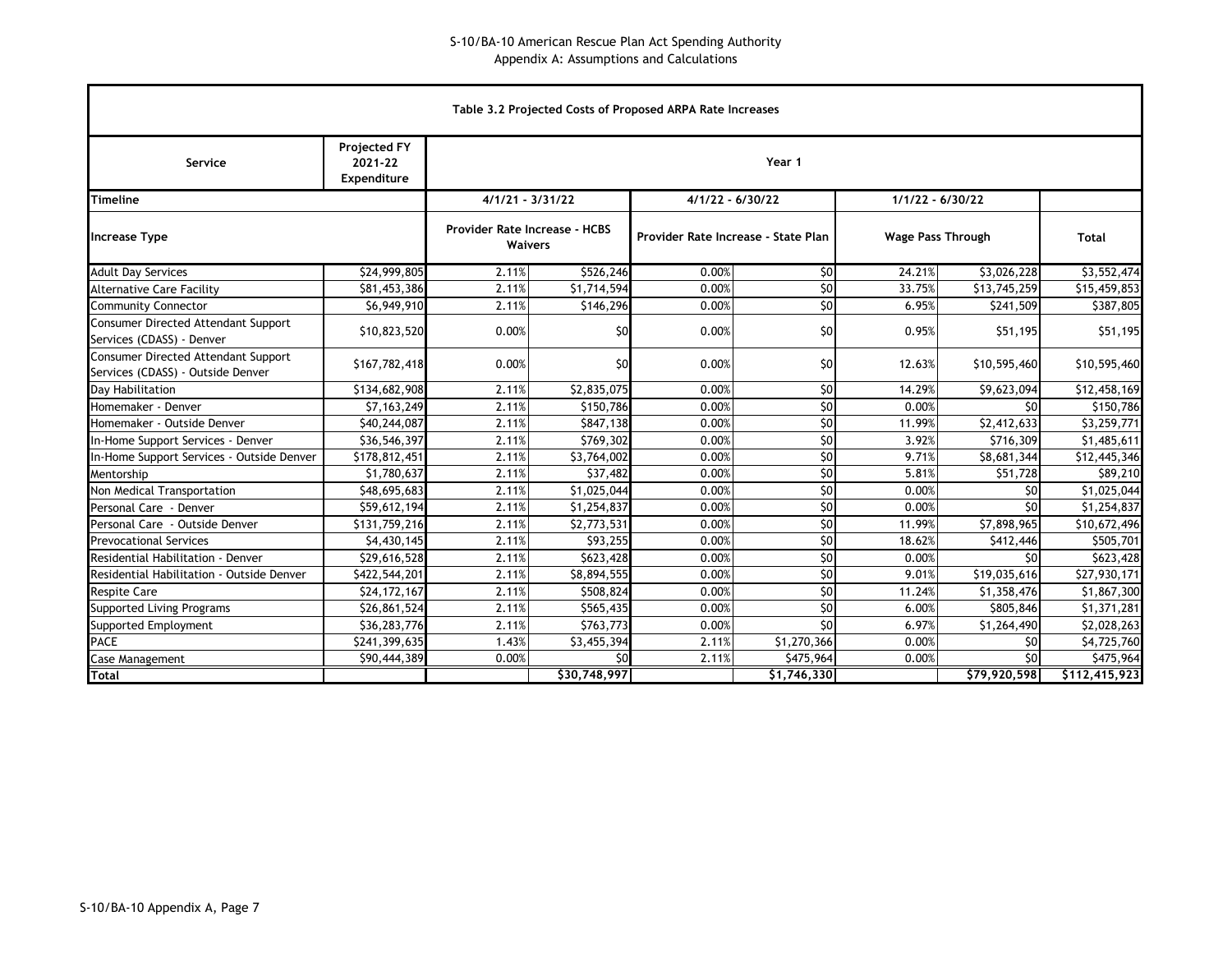S-10/BA-10 American Rescue Plan Act Spending Authority
Appendix A: Assumptions and Calculations

| Table 3.2 Projected Costs of Proposed ARPA Rate Increases | | | | | | | | |
|---|---|---|---|---|---|---|---|---|
| **Service** | **Projected FY 2021-22 Expenditure** | **Year 1** | | | | | | |
| **Timeline** | | **4/1/21 - 3/31/22** | | **4/1/22 - 6/30/22** | | **1/1/22 - 6/30/22** | | |
| **Increase Type** | | **Provider Rate Increase - HCBS Waivers** | | **Provider Rate Increase - State Plan** | | **Wage Pass Through** | | **Total** |
| Adult Day Services | $24,999,805 | 2.11% | $526,246 | 0.00% | $0 | 24.21% | $3,026,228 | $3,552,474 |
| Alternative Care Facility | $81,453,386 | 2.11% | $1,714,594 | 0.00% | $0 | 33.75% | $13,745,259 | $15,459,853 |
| Community Connector | $6,949,910 | 2.11% | $146,296 | 0.00% | $0 | 6.95% | $241,509 | $387,805 |
| Consumer Directed Attendant Support Services (CDASS) - Denver | $10,823,520 | 0.00% | $0 | 0.00% | $0 | 0.95% | $51,195 | $51,195 |
| Consumer Directed Attendant Support Services (CDASS) - Outside Denver | $167,782,418 | 0.00% | $0 | 0.00% | $0 | 12.63% | $10,595,460 | $10,595,460 |
| Day Habilitation | $134,682,908 | 2.11% | $2,835,075 | 0.00% | $0 | 14.29% | $9,623,094 | $12,458,169 |
| Homemaker - Denver | $7,163,249 | 2.11% | $150,786 | 0.00% | $0 | 0.00% | $0 | $150,786 |
| Homemaker - Outside Denver | $40,244,087 | 2.11% | $847,138 | 0.00% | $0 | 11.99% | $2,412,633 | $3,259,771 |
| In-Home Support Services - Denver | $36,546,397 | 2.11% | $769,302 | 0.00% | $0 | 3.92% | $716,309 | $1,485,611 |
| In-Home Support Services - Outside Denver | $178,812,451 | 2.11% | $3,764,002 | 0.00% | $0 | 9.71% | $8,681,344 | $12,445,346 |
| Mentorship | $1,780,637 | 2.11% | $37,482 | 0.00% | $0 | 5.81% | $51,728 | $89,210 |
| Non Medical Transportation | $48,695,683 | 2.11% | $1,025,044 | 0.00% | $0 | 0.00% | $0 | $1,025,044 |
| Personal Care - Denver | $59,612,194 | 2.11% | $1,254,837 | 0.00% | $0 | 0.00% | $0 | $1,254,837 |
| Personal Care - Outside Denver | $131,759,216 | 2.11% | $2,773,531 | 0.00% | $0 | 11.99% | $7,898,965 | $10,672,496 |
| Prevocational Services | $4,430,145 | 2.11% | $93,255 | 0.00% | $0 | 18.62% | $412,446 | $505,701 |
| Residential Habilitation - Denver | $29,616,528 | 2.11% | $623,428 | 0.00% | $0 | 0.00% | $0 | $623,428 |
| Residential Habilitation - Outside Denver | $422,544,201 | 2.11% | $8,894,555 | 0.00% | $0 | 9.01% | $19,035,616 | $27,930,171 |
| Respite Care | $24,172,167 | 2.11% | $508,824 | 0.00% | $0 | 11.24% | $1,358,476 | $1,867,300 |
| Supported Living Programs | $26,861,524 | 2.11% | $565,435 | 0.00% | $0 | 6.00% | $805,846 | $1,371,281 |
| Supported Employment | $36,283,776 | 2.11% | $763,773 | 0.00% | $0 | 6.97% | $1,264,490 | $2,028,263 |
| PACE | $241,399,635 | 1.43% | $3,455,394 | 2.11% | $1,270,366 | 0.00% | $0 | $4,725,760 |
| Case Management | $90,444,389 | 0.00% | $0 | 2.11% | $475,964 | 0.00% | $0 | $475,964 |
| **Total** | | | **$30,748,997** | | **$1,746,330** | | **$79,920,598** | **$112,415,923** |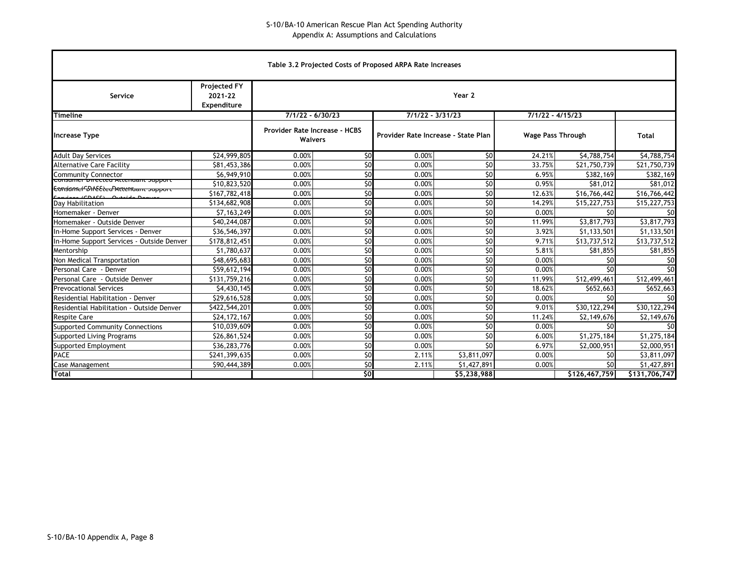# S-10/BA-10 American Rescue Plan Act Spending Authority
## Appendix A: Assumptions and Calculations

**Table 3.2 Projected Costs of Proposed ARPA Rate Increases**

| Service | Projected FY 2021-22 Expenditure | Year 2 | | | | | | |
|---|---|---|---|---|---|---|---|---|
| **Timeline** | | 7/1/22 - 6/30/23 | | 7/1/22 - 3/31/23 | | 7/1/22 - 4/15/23 | | |
| **Increase Type** | | Provider Rate Increase - HCBS Waivers | | Provider Rate Increase - State Plan | | Wage Pass Through | | Total |
| Adult Day Services | $24,999,805 | 0.00% | $0 | 0.00% | $0 | 24.21% | $4,788,754 | $4,788,754 |
| Alternative Care Facility | $81,453,386 | 0.00% | $0 | 0.00% | $0 | 33.75% | $21,750,739 | $21,750,739 |
| Community Connector | $6,949,910 | 0.00% | $0 | 0.00% | $0 | 6.95% | $382,169 | $382,169 |
| Consumer Directed Attendant Support Services (CDASS) - Denver | $10,823,520 | 0.00% | $0 | 0.00% | $0 | 0.95% | $81,012 | $81,012 |
| Consumer Directed Attendant Support Services (CDASS) - Outside Denver | $167,782,418 | 0.00% | $0 | 0.00% | $0 | 12.63% | $16,766,442 | $16,766,442 |
| Day Habilitation | $134,682,908 | 0.00% | $0 | 0.00% | $0 | 14.29% | $15,227,753 | $15,227,753 |
| Homemaker - Denver | $7,163,249 | 0.00% | $0 | 0.00% | $0 | 0.00% | $0 | $0 |
| Homemaker - Outside Denver | $40,244,087 | 0.00% | $0 | 0.00% | $0 | 11.99% | $3,817,793 | $3,817,793 |
| In-Home Support Services - Denver | $36,546,397 | 0.00% | $0 | 0.00% | $0 | 3.92% | $1,133,501 | $1,133,501 |
| In-Home Support Services - Outside Denver | $178,812,451 | 0.00% | $0 | 0.00% | $0 | 9.71% | $13,737,512 | $13,737,512 |
| Mentorship | $1,780,637 | 0.00% | $0 | 0.00% | $0 | 5.81% | $81,855 | $81,855 |
| Non Medical Transportation | $48,695,683 | 0.00% | $0 | 0.00% | $0 | 0.00% | $0 | $0 |
| Personal Care - Denver | $59,612,194 | 0.00% | $0 | 0.00% | $0 | 0.00% | $0 | $0 |
| Personal Care - Outside Denver | $131,759,216 | 0.00% | $0 | 0.00% | $0 | 11.99% | $12,499,461 | $12,499,461 |
| Prevocational Services | $4,430,145 | 0.00% | $0 | 0.00% | $0 | 18.62% | $652,663 | $652,663 |
| Residential Habilitation - Denver | $29,616,528 | 0.00% | $0 | 0.00% | $0 | 0.00% | $0 | $0 |
| Residential Habilitation - Outside Denver | $422,544,201 | 0.00% | $0 | 0.00% | $0 | 9.01% | $30,122,294 | $30,122,294 |
| Respite Care | $24,172,167 | 0.00% | $0 | 0.00% | $0 | 11.24% | $2,149,676 | $2,149,676 |
| Supported Community Connections | $10,039,609 | 0.00% | $0 | 0.00% | $0 | 0.00% | $0 | $0 |
| Supported Living Programs | $26,861,524 | 0.00% | $0 | 0.00% | $0 | 6.00% | $1,275,184 | $1,275,184 |
| Supported Employment | $36,283,776 | 0.00% | $0 | 0.00% | $0 | 6.97% | $2,000,951 | $2,000,951 |
| PACE | $241,399,635 | 0.00% | $0 | 2.11% | $3,811,097 | 0.00% | $0 | $3,811,097 |
| Case Management | $90,444,389 | 0.00% | $0 | 2.11% | $1,427,891 | 0.00% | $0 | $1,427,891 |
| **Total** | | | **$0** | | **$5,238,988** | | **$126,467,759** | **$131,706,747** |

S-10/BA-10 Appendix A, Page 8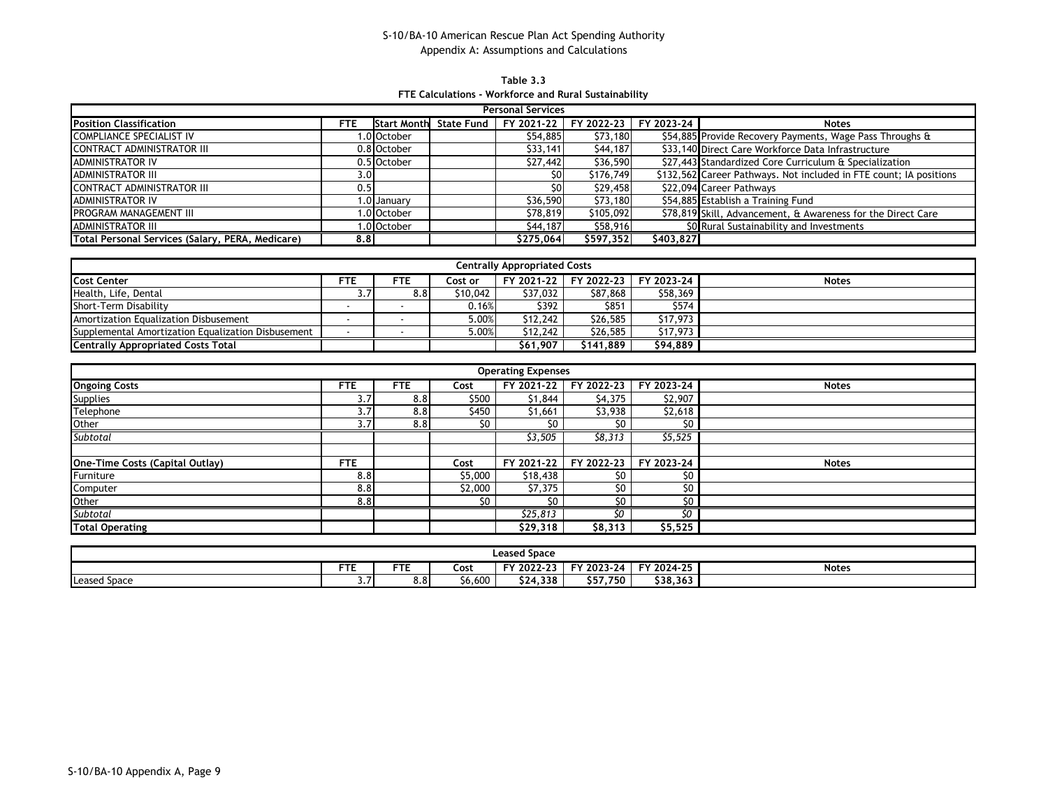S-10/BA-10 American Rescue Plan Act Spending Authority
Appendix A: Assumptions and Calculations

**Table 3.3**
**FTE Calculations - Workforce and Rural Sustainability**

| Personal Services | | | | | | | |
|---|---|---|---|---|---|---|---|
| **Position Classification** | **FTE** | **Start Month** | **State Fund** | **FY 2021-22** | **FY 2022-23** | **FY 2023-24** | **Notes** |
| COMPLIANCE SPECIALIST IV | 1.0 | October | | $54,885 | $73,180 | $54,885 | Provide Recovery Payments, Wage Pass Throughs & |
| CONTRACT ADMINISTRATOR III | 0.8 | October | | $33,141 | $44,187 | $33,140 | Direct Care Workforce Data Infrastructure |
| ADMINISTRATOR IV | 0.5 | October | | $27,442 | $36,590 | $27,443 | Standardized Core Curriculum & Specialization |
| ADMINISTRATOR III | 3.0 | | | $0 | $176,749 | $132,562 | Career Pathways. Not included in FTE count; IA positions |
| CONTRACT ADMINISTRATOR III | 0.5 | | | $0 | $29,458 | $22,094 | Career Pathways |
| ADMINISTRATOR IV | 1.0 | January | | $36,590 | $73,180 | $54,885 | Establish a Training Fund |
| PROGRAM MANAGEMENT III | 1.0 | October | | $78,819 | $105,092 | $78,819 | Skill, Advancement, & Awareness for the Direct Care |
| ADMINISTRATOR III | 1.0 | October | | $44,187 | $58,916 | $0 | Rural Sustainability and Investments |
| **Total Personal Services (Salary, PERA, Medicare)** | **8.8** | | | **$275,064** | **$597,352** | **$403,827** | |

| Centrally Appropriated Costs | | | | | | | |
|---|---|---|---|---|---|---|---|
| **Cost Center** | **FTE** | **FTE** | **Cost or** | **FY 2021-22** | **FY 2022-23** | **FY 2023-24** | **Notes** |
| Health, Life, Dental | 3.7 | 8.8 | $10,042 | $37,032 | $87,868 | $58,369 | |
| Short-Term Disability | - | - | 0.16% | $392 | $851 | $574 | |
| Amortization Equalization Disbusement | - | - | 5.00% | $12,242 | $26,585 | $17,973 | |
| Supplemental Amortization Equalization Disbusement | - | - | 5.00% | $12,242 | $26,585 | $17,973 | |
| **Centrally Appropriated Costs Total** | | | | **$61,907** | **$141,889** | **$94,889** | |

| Operating Expenses | | | | | | | |
|---|---|---|---|---|---|---|---|
| **Ongoing Costs** | **FTE** | **FTE** | **Cost** | **FY 2021-22** | **FY 2022-23** | **FY 2023-24** | **Notes** |
| Supplies | 3.7 | 8.8 | $500 | $1,844 | $4,375 | $2,907 | |
| Telephone | 3.7 | 8.8 | $450 | $1,661 | $3,938 | $2,618 | |
| Other | 3.7 | 8.8 | $0 | $0 | $0 | $0 | |
| *Subtotal* | | | | *$3,505* | *$8,313* | *$5,525* | |
| | | | | | | | |
| **One-Time Costs (Capital Outlay)** | **FTE** | | **Cost** | **FY 2021-22** | **FY 2022-23** | **FY 2023-24** | **Notes** |
| Furniture | 8.8 | | $5,000 | $18,438 | $0 | $0 | |
| Computer | 8.8 | | $2,000 | $7,375 | $0 | $0 | |
| Other | 8.8 | | $0 | $0 | $0 | $0 | |
| *Subtotal* | | | | *$25,813* | *$0* | *$0* | |
| **Total Operating** | | | | **$29,318** | **$8,313** | **$5,525** | |

| Leased Space | | | | | | | |
|---|---|---|---|---|---|---|---|
| | **FTE** | **FTE** | **Cost** | **FY 2022-23** | **FY 2023-24** | **FY 2024-25** | **Notes** |
| Leased Space | 3.7 | 8.8 | $6,600 | **$24,338** | **$57,750** | **$38,363** | |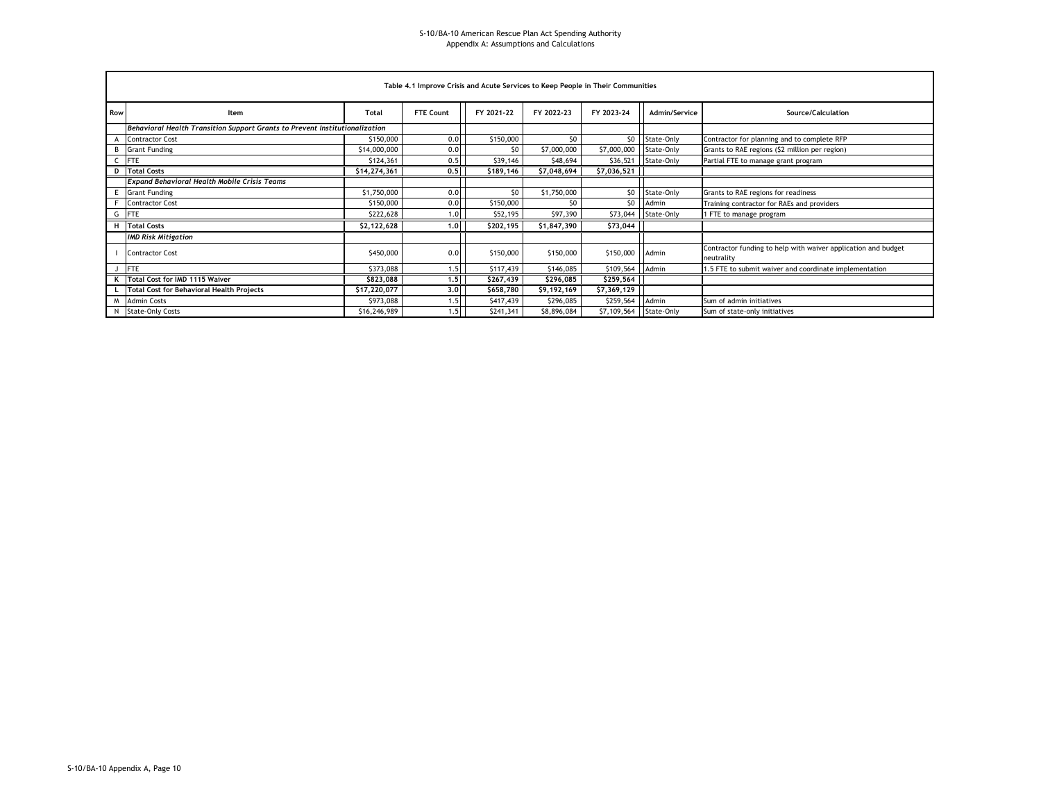S-10/BA-10 American Rescue Plan Act Spending Authority
Appendix A: Assumptions and Calculations

| Table 4.1 Improve Crisis and Acute Services to Keep People in Their Communities | | | | | | | | |
|---|---|---|---|---|---|---|---|---|
| Row | Item | Total | FTE Count | FY 2021-22 | FY 2022-23 | FY 2023-24 | Admin/Service | Source/Calculation |
| | *Behavioral Health Transition Support Grants to Prevent Institutionalization* | | | | | | | |
| A | Contractor Cost | $150,000 | 0.0 | $150,000 | $0 | $0 | State-Only | Contractor for planning and to complete RFP |
| B | Grant Funding | $14,000,000 | 0.0 | $0 | $7,000,000 | $7,000,000 | State-Only | Grants to RAE regions ($2 million per region) |
| C | FTE | $124,361 | 0.5 | $39,146 | $48,694 | $36,521 | State-Only | Partial FTE to manage grant program |
| D | **Total Costs** | **$14,274,361** | **0.5** | **$189,146** | **$7,048,694** | **$7,036,521** | | |
| | *Expand Behavioral Health Mobile Crisis Teams* | | | | | | | |
| E | Grant Funding | $1,750,000 | 0.0 | $0 | $1,750,000 | $0 | State-Only | Grants to RAE regions for readiness |
| F | Contractor Cost | $150,000 | 0.0 | $150,000 | $0 | $0 | Admin | Training contractor for RAEs and providers |
| G | FTE | $222,628 | 1.0 | $52,195 | $97,390 | $73,044 | State-Only | 1 FTE to manage program |
| H | **Total Costs** | **$2,122,628** | **1.0** | **$202,195** | **$1,847,390** | **$73,044** | | |
| | *IMD Risk Mitigation* | | | | | | | |
| I | Contractor Cost | $450,000 | 0.0 | $150,000 | $150,000 | $150,000 | Admin | Contractor funding to help with waiver application and budget neutrality |
| J | FTE | $373,088 | 1.5 | $117,439 | $146,085 | $109,564 | Admin | 1.5 FTE to submit waiver and coordinate implementation |
| K | **Total Cost for IMD 1115 Waiver** | **$823,088** | **1.5** | **$267,439** | **$296,085** | **$259,564** | | |
| L | **Total Cost for Behavioral Health Projects** | **$17,220,077** | **3.0** | **$658,780** | **$9,192,169** | **$7,369,129** | | |
| M | Admin Costs | $973,088 | 1.5 | $417,439 | $296,085 | $259,564 | Admin | Sum of admin initiatives |
| N | State-Only Costs | $16,246,989 | 1.5 | $241,341 | $8,896,084 | $7,109,564 | State-Only | Sum of state-only initiatives |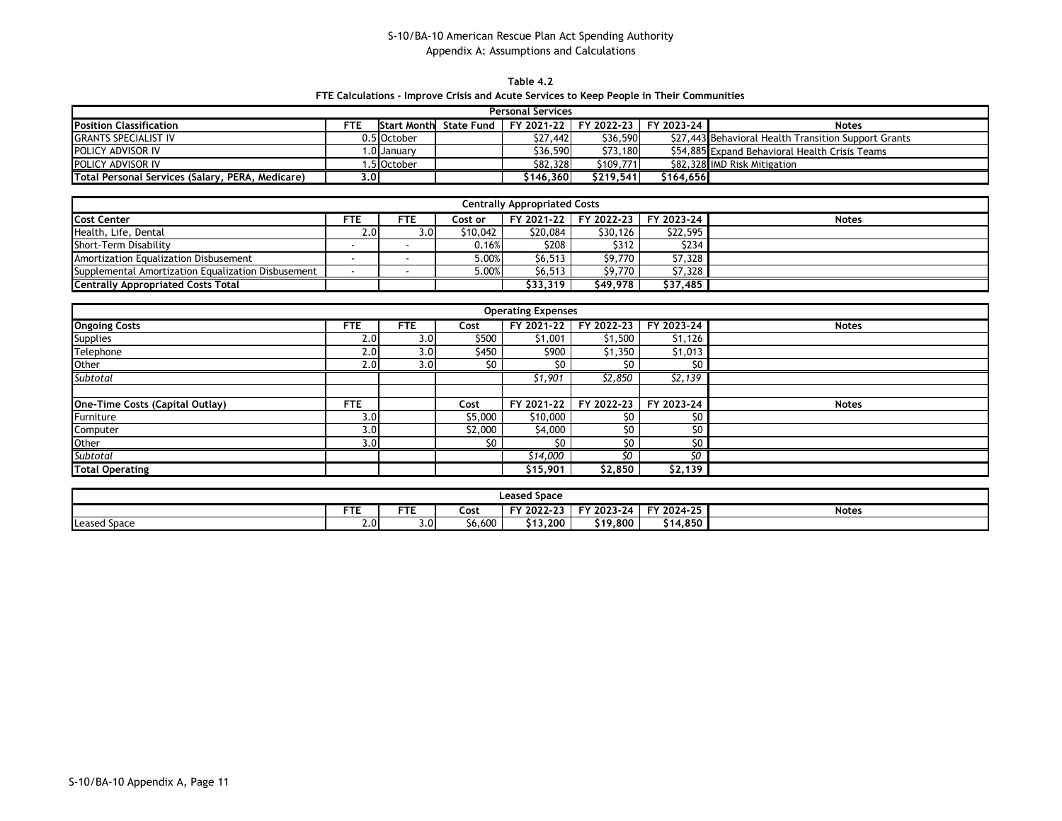S-10/BA-10 American Rescue Plan Act Spending Authority
Appendix A: Assumptions and Calculations

**Table 4.2**
**FTE Calculations - Improve Crisis and Acute Services to Keep People in Their Communities**

| Personal Services | | | | | | | |
|---|---|---|---|---|---|---|---|
| **Position Classification** | **FTE** | **Start Month** | **State Fund** | **FY 2021-22** | **FY 2022-23** | **FY 2023-24** | **Notes** |
| GRANTS SPECIALIST IV | 0.5 | October | | $27,442 | $36,590 | $27,443 | Behavioral Health Transition Support Grants |
| POLICY ADVISOR IV | 1.0 | January | | $36,590 | $73,180 | $54,885 | Expand Behavioral Health Crisis Teams |
| POLICY ADVISOR IV | 1.5 | October | | $82,328 | $109,771 | $82,328 | IMD Risk Mitigation |
| **Total Personal Services (Salary, PERA, Medicare)** | **3.0** | | | **$146,360** | **$219,541** | **$164,656** | |

| Centrally Appropriated Costs | | | | | | | |
|---|---|---|---|---|---|---|---|
| **Cost Center** | **FTE** | **FTE** | **Cost or** | **FY 2021-22** | **FY 2022-23** | **FY 2023-24** | **Notes** |
| Health, Life, Dental | 2.0 | 3.0 | $10,042 | $20,084 | $30,126 | $22,595 | |
| Short-Term Disability | - | - | 0.16% | $208 | $312 | $234 | |
| Amortization Equalization Disbusement | - | - | 5.00% | $6,513 | $9,770 | $7,328 | |
| Supplemental Amortization Equalization Disbusement | - | - | 5.00% | $6,513 | $9,770 | $7,328 | |
| **Centrally Appropriated Costs Total** | | | | **$33,319** | **$49,978** | **$37,485** | |

| Operating Expenses | | | | | | | |
|---|---|---|---|---|---|---|---|
| **Ongoing Costs** | **FTE** | **FTE** | **Cost** | **FY 2021-22** | **FY 2022-23** | **FY 2023-24** | **Notes** |
| Supplies | 2.0 | 3.0 | $500 | $1,001 | $1,500 | $1,126 | |
| Telephone | 2.0 | 3.0 | $450 | $900 | $1,350 | $1,013 | |
| Other | 2.0 | 3.0 | $0 | $0 | $0 | $0 | |
| *Subtotal* | | | | *$1,901* | *$2,850* | *$2,139* | |
| | | | | | | | |
| **One-Time Costs (Capital Outlay)** | **FTE** | | **Cost** | **FY 2021-22** | **FY 2022-23** | **FY 2023-24** | **Notes** |
| Furniture | 3.0 | | $5,000 | $10,000 | $0 | $0 | |
| Computer | 3.0 | | $2,000 | $4,000 | $0 | $0 | |
| Other | 3.0 | | $0 | $0 | $0 | $0 | |
| *Subtotal* | | | | *$14,000* | *$0* | *$0* | |
| **Total Operating** | | | | **$15,901** | **$2,850** | **$2,139** | |

| Leased Space | | | | | | | |
|---|---|---|---|---|---|---|---|
| | **FTE** | **FTE** | **Cost** | **FY 2022-23** | **FY 2023-24** | **FY 2024-25** | **Notes** |
| Leased Space | 2.0 | 3.0 | $6,600 | **$13,200** | **$19,800** | **$14,850** | |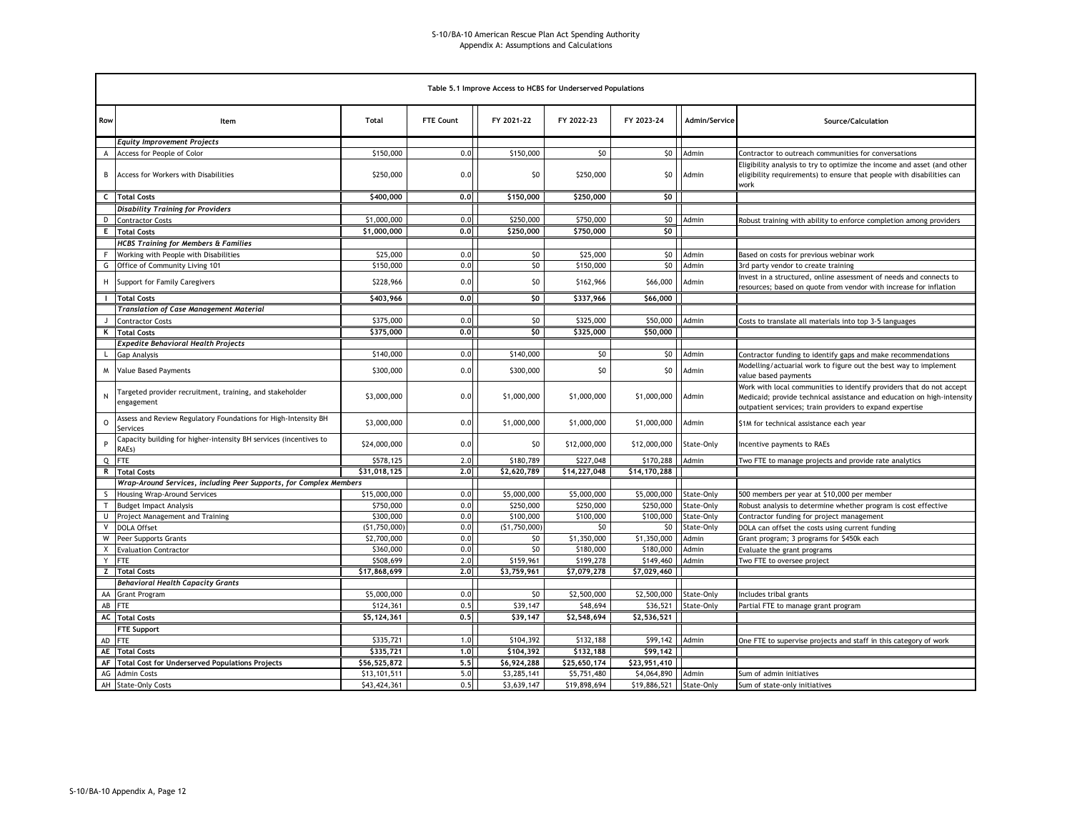S-10/BA-10 American Rescue Plan Act Spending Authority
Appendix A: Assumptions and Calculations

| Table 5.1 Improve Access to HCBS for Underserved Populations | | | | | | | | |
|---|---|---|---|---|---|---|---|---|
| **Row** | **Item** | **Total** | **FTE Count** | **FY 2021-22** | **FY 2022-23** | **FY 2023-24** | **Admin/Service** | **Source/Calculation** |
| | ***Equity Improvement Projects*** | | | | | | | |
| A | Access for People of Color | $150,000 | 0.0 | $150,000 | $0 | $0 | Admin | Contractor to outreach communities for conversations |
| B | Access for Workers with Disabilities | $250,000 | 0.0 | $0 | $250,000 | $0 | Admin | Eligibility analysis to try to optimize the income and asset (and other eligibility requirements) to ensure that people with disabilities can work |
| C | **Total Costs** | **$400,000** | **0.0** | **$150,000** | **$250,000** | **$0** | | |
| | ***Disability Training for Providers*** | | | | | | | |
| D | Contractor Costs | $1,000,000 | 0.0 | $250,000 | $750,000 | $0 | Admin | Robust training with ability to enforce completion among providers |
| E | **Total Costs** | **$1,000,000** | **0.0** | **$250,000** | **$750,000** | **$0** | | |
| | ***HCBS Training for Members & Families*** | | | | | | | |
| F | Working with People with Disabilities | $25,000 | 0.0 | $0 | $25,000 | $0 | Admin | Based on costs for previous webinar work |
| G | Office of Community Living 101 | $150,000 | 0.0 | $0 | $150,000 | $0 | Admin | 3rd party vendor to create training |
| H | Support for Family Caregivers | $228,966 | 0.0 | $0 | $162,966 | $66,000 | Admin | Invest in a structured, online assessment of needs and connects to resources; based on quote from vendor with increase for inflation |
| I | **Total Costs** | **$403,966** | **0.0** | **$0** | **$337,966** | **$66,000** | | |
| | ***Translation of Case Management Material*** | | | | | | | |
| J | Contractor Costs | $375,000 | 0.0 | $0 | $325,000 | $50,000 | Admin | Costs to translate all materials into top 3-5 languages |
| K | **Total Costs** | **$375,000** | **0.0** | **$0** | **$325,000** | **$50,000** | | |
| | ***Expedite Behavioral Health Projects*** | | | | | | | |
| L | Gap Analysis | $140,000 | 0.0 | $140,000 | $0 | $0 | Admin | Contractor funding to identify gaps and make recommendations |
| M | Value Based Payments | $300,000 | 0.0 | $300,000 | $0 | $0 | Admin | Modelling/actuarial work to figure out the best way to implement value based payments |
| N | Targeted provider recruitment, training, and stakeholder engagement | $3,000,000 | 0.0 | $1,000,000 | $1,000,000 | $1,000,000 | Admin | Work with local communities to identify providers that do not accept Medicaid; provide technical assistance and education on high-intensity outpatient services; train providers to expand expertise |
| O | Assess and Review Regulatory Foundations for High-Intensity BH Services | $3,000,000 | 0.0 | $1,000,000 | $1,000,000 | $1,000,000 | Admin | $1M for technical assistance each year |
| P | Capacity building for higher-intensity BH services (incentives to RAEs) | $24,000,000 | 0.0 | $0 | $12,000,000 | $12,000,000 | State-Only | Incentive payments to RAEs |
| Q | FTE | $578,125 | 2.0 | $180,789 | $227,048 | $170,288 | Admin | Two FTE to manage projects and provide rate analytics |
| R | **Total Costs** | **$31,018,125** | **2.0** | **$2,620,789** | **$14,227,048** | **$14,170,288** | | |
| | ***Wrap-Around Services, including Peer Supports, for Complex Members*** | | | | | | | |
| S | Housing Wrap-Around Services | $15,000,000 | 0.0 | $5,000,000 | $5,000,000 | $5,000,000 | State-Only | 500 members per year at $10,000 per member |
| T | Budget Impact Analysis | $750,000 | 0.0 | $250,000 | $250,000 | $250,000 | State-Only | Robust analysis to determine whether program is cost effective |
| U | Project Management and Training | $300,000 | 0.0 | $100,000 | $100,000 | $100,000 | State-Only | Contractor funding for project management |
| V | DOLA Offset | ($1,750,000) | 0.0 | ($1,750,000) | $0 | $0 | State-Only | DOLA can offset the costs using current funding |
| W | Peer Supports Grants | $2,700,000 | 0.0 | $0 | $1,350,000 | $1,350,000 | Admin | Grant program; 3 programs for $450k each |
| X | Evaluation Contractor | $360,000 | 0.0 | $0 | $180,000 | $180,000 | Admin | Evaluate the grant programs |
| Y | FTE | $508,699 | 2.0 | $159,961 | $199,278 | $149,460 | Admin | Two FTE to oversee project |
| Z | **Total Costs** | **$17,868,699** | **2.0** | **$3,759,961** | **$7,079,278** | **$7,029,460** | | |
| | ***Behavioral Health Capacity Grants*** | | | | | | | |
| AA | Grant Program | $5,000,000 | 0.0 | $0 | $2,500,000 | $2,500,000 | State-Only | Includes tribal grants |
| AB | FTE | $124,361 | 0.5 | $39,147 | $48,694 | $36,521 | State-Only | Partial FTE to manage grant program |
| AC | **Total Costs** | **$5,124,361** | **0.5** | **$39,147** | **$2,548,694** | **$2,536,521** | | |
| | **FTE Support** | | | | | | | |
| AD | FTE | $335,721 | 1.0 | $104,392 | $132,188 | $99,142 | Admin | One FTE to supervise projects and staff in this category of work |
| AE | **Total Costs** | **$335,721** | **1.0** | **$104,392** | **$132,188** | **$99,142** | | |
| AF | **Total Cost for Underserved Populations Projects** | **$56,525,872** | **5.5** | **$6,924,288** | **$25,650,174** | **$23,951,410** | | |
| AG | Admin Costs | $13,101,511 | 5.0 | $3,285,141 | $5,751,480 | $4,064,890 | Admin | Sum of admin initiatives |
| AH | State-Only Costs | $43,424,361 | 0.5 | $3,639,147 | $19,898,694 | $19,886,521 | State-Only | Sum of state-only initiatives |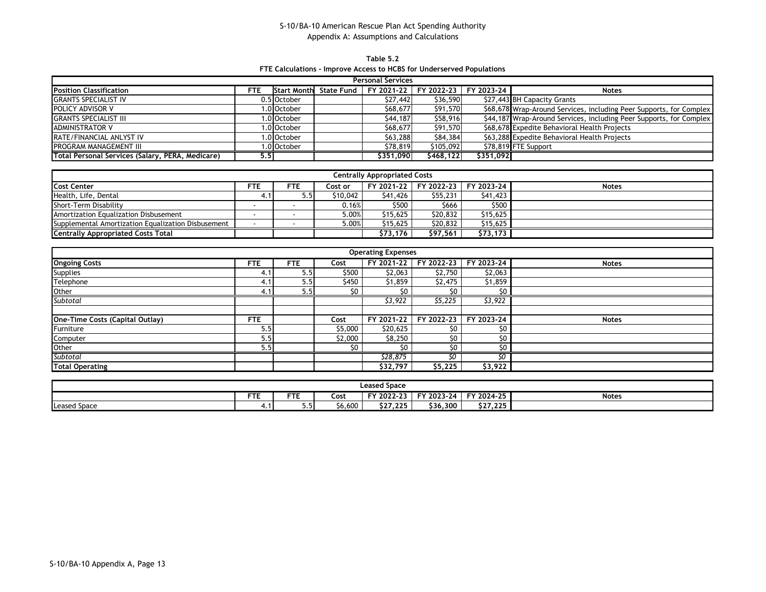S-10/BA-10 American Rescue Plan Act Spending Authority
Appendix A: Assumptions and Calculations

**Table 5.2**
**FTE Calculations - Improve Access to HCBS for Underserved Populations**

| Personal Services | | | | | | | |
|---|---|---|---|---|---|---|---|
| **Position Classification** | **FTE** | **Start Month** | **State Fund** | **FY 2021-22** | **FY 2022-23** | **FY 2023-24** | **Notes** |
| GRANTS SPECIALIST IV | 0.5 | October | | $27,442 | $36,590 | $27,443 | BH Capacity Grants |
| POLICY ADVISOR V | 1.0 | October | | $68,677 | $91,570 | $68,678 | Wrap-Around Services, including Peer Supports, for Complex |
| GRANTS SPECIALIST III | 1.0 | October | | $44,187 | $58,916 | $44,187 | Wrap-Around Services, including Peer Supports, for Complex |
| ADMINISTRATOR V | 1.0 | October | | $68,677 | $91,570 | $68,678 | Expedite Behavioral Health Projects |
| RATE/FINANCIAL ANLYST IV | 1.0 | October | | $63,288 | $84,384 | $63,288 | Expedite Behavioral Health Projects |
| PROGRAM MANAGEMENT III | 1.0 | October | | $78,819 | $105,092 | $78,819 | FTE Support |
| **Total Personal Services (Salary, PERA, Medicare)** | **5.5** | | | **$351,090** | **$468,122** | **$351,092** | |

| Centrally Appropriated Costs | | | | | | | |
|---|---|---|---|---|---|---|---|
| **Cost Center** | **FTE** | **FTE** | **Cost or** | **FY 2021-22** | **FY 2022-23** | **FY 2023-24** | **Notes** |
| Health, Life, Dental | 4.1 | 5.5 | $10,042 | $41,426 | $55,231 | $41,423 | |
| Short-Term Disability | - | - | 0.16% | $500 | $666 | $500 | |
| Amortization Equalization Disbusement | - | - | 5.00% | $15,625 | $20,832 | $15,625 | |
| Supplemental Amortization Equalization Disbusement | - | - | 5.00% | $15,625 | $20,832 | $15,625 | |
| **Centrally Appropriated Costs Total** | | | | **$73,176** | **$97,561** | **$73,173** | |

| Operating Expenses | | | | | | | |
|---|---|---|---|---|---|---|---|
| **Ongoing Costs** | **FTE** | **FTE** | **Cost** | **FY 2021-22** | **FY 2022-23** | **FY 2023-24** | **Notes** |
| Supplies | 4.1 | 5.5 | $500 | $2,063 | $2,750 | $2,063 | |
| Telephone | 4.1 | 5.5 | $450 | $1,859 | $2,475 | $1,859 | |
| Other | 4.1 | 5.5 | $0 | $0 | $0 | $0 | |
| *Subtotal* | | | | *$3,922* | *$5,225* | *$3,922* | |
| | | | | | | | |
| **One-Time Costs (Capital Outlay)** | **FTE** | | **Cost** | **FY 2021-22** | **FY 2022-23** | **FY 2023-24** | **Notes** |
| Furniture | 5.5 | | $5,000 | $20,625 | $0 | $0 | |
| Computer | 5.5 | | $2,000 | $8,250 | $0 | $0 | |
| Other | 5.5 | | $0 | $0 | $0 | $0 | |
| *Subtotal* | | | | *$28,875* | *$0* | *$0* | |
| **Total Operating** | | | | **$32,797** | **$5,225** | **$3,922** | |

| Leased Space | | | | | | | |
|---|---|---|---|---|---|---|---|
| | **FTE** | **FTE** | **Cost** | **FY 2022-23** | **FY 2023-24** | **FY 2024-25** | **Notes** |
| Leased Space | 4.1 | 5.5 | $6,600 | **$27,225** | **$36,300** | **$27,225** | |

S-10/BA-10 Appendix A, Page 13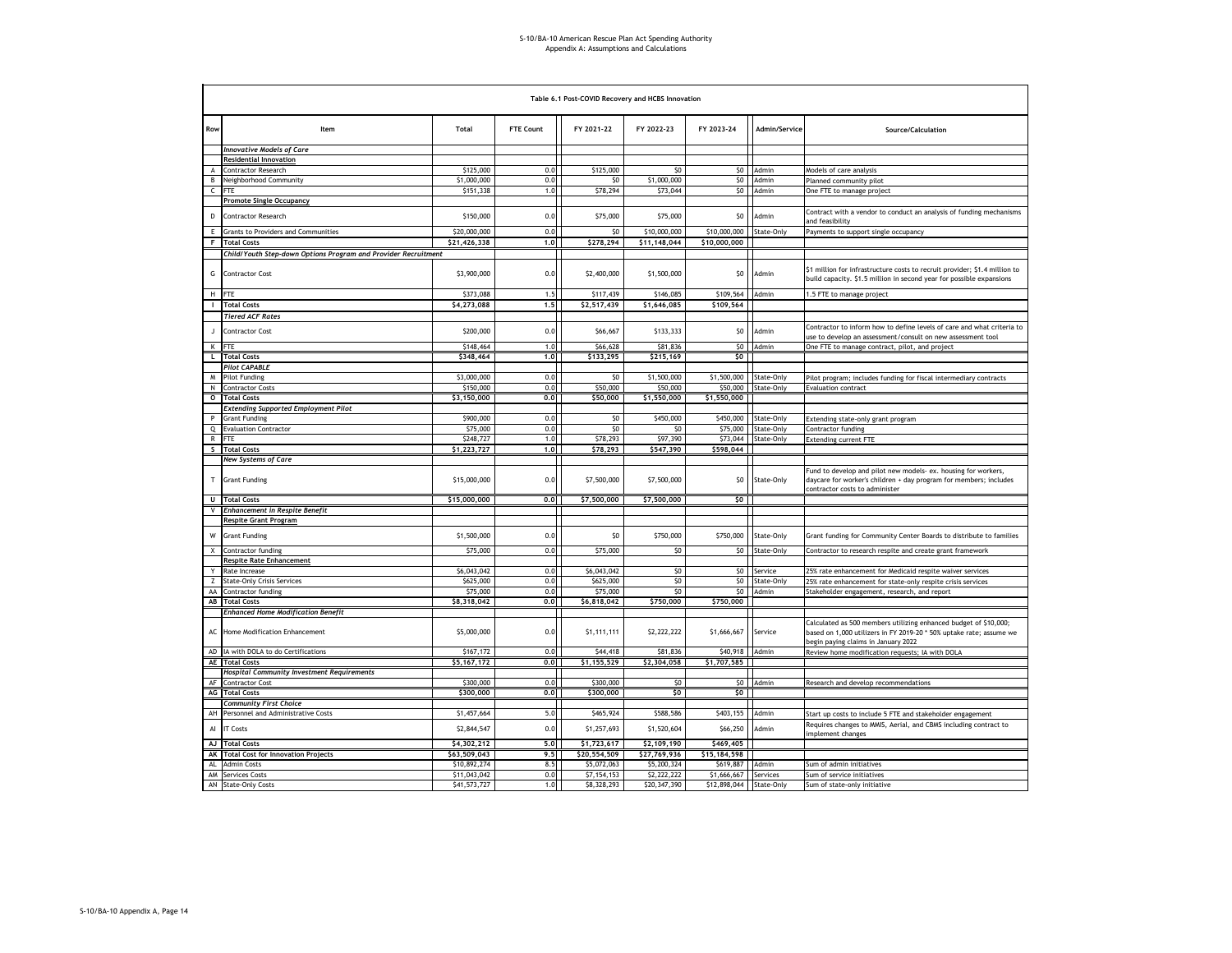# S-10/BA-10 American Rescue Plan Act Spending Authority
## Appendix A: Assumptions and Calculations

**Table 6.1 Post-COVID Recovery and HCBS Innovation**

| Row | Item | Total | FTE Count | FY 2021-22 | FY 2022-23 | FY 2023-24 | Admin/Service | Source/Calculation |
|---|---|---|---|---|---|---|---|---|
| | *Innovative Models of Care* | | | | | | | |
| | Residential Innovation | | | | | | | |
| A | Contractor Research | $125,000 | 0.0 | $125,000 | $0 | $0 | Admin | Models of care analysis |
| B | Neighborhood Community | $1,000,000 | 0.0 | $0 | $1,000,000 | $0 | Admin | Planned community pilot |
| C | FTE | $151,338 | 1.0 | $78,294 | $73,044 | $0 | Admin | One FTE to manage project |
| | Promote Single Occupancy | | | | | | | |
| D | Contractor Research | $150,000 | 0.0 | $75,000 | $75,000 | $0 | Admin | Contract with a vendor to conduct an analysis of funding mechanisms and feasibility |
| E | Grants to Providers and Communities | $20,000,000 | 0.0 | $0 | $10,000,000 | $10,000,000 | State-Only | Payments to support single occupancy |
| F | **Total Costs** | **$21,426,338** | **1.0** | **$278,294** | **$11,148,044** | **$10,000,000** | | |
| | *Child/Youth Step-down Options Program and Provider Recruitment* | | | | | | | |
| G | Contractor Cost | $3,900,000 | 0.0 | $2,400,000 | $1,500,000 | $0 | Admin | $1 million for infrastructure costs to recruit provider; $1.4 million to build capacity. $1.5 million in second year for possible expansions |
| H | FTE | $373,088 | 1.5 | $117,439 | $146,085 | $109,564 | Admin | 1.5 FTE to manage project |
| I | **Total Costs** | **$4,273,088** | **1.5** | **$2,517,439** | **$1,646,085** | **$109,564** | | |
| | *Tiered ACF Rates* | | | | | | | |
| J | Contractor Cost | $200,000 | 0.0 | $66,667 | $133,333 | $0 | Admin | Contractor to inform how to define levels of care and what criteria to use to develop an assessment/consult on new assessment tool |
| K | FTE | $148,464 | 1.0 | $66,628 | $81,836 | $0 | Admin | One FTE to manage contract, pilot, and project |
| L | **Total Costs** | **$348,464** | **1.0** | **$133,295** | **$215,169** | **$0** | | |
| | *Pilot CAPABLE* | | | | | | | |
| M | Pilot Funding | $3,000,000 | 0.0 | $0 | $1,500,000 | $1,500,000 | State-Only | Pilot program; includes funding for fiscal intermediary contracts |
| N | Contractor Costs | $150,000 | 0.0 | $50,000 | $50,000 | $50,000 | State-Only | Evaluation contract |
| O | **Total Costs** | **$3,150,000** | **0.0** | **$50,000** | **$1,550,000** | **$1,550,000** | | |
| | *Extending Supported Employment Pilot* | | | | | | | |
| P | Grant Funding | $900,000 | 0.0 | $0 | $450,000 | $450,000 | State-Only | Extending state-only grant program |
| Q | Evaluation Contractor | $75,000 | 0.0 | $0 | $0 | $75,000 | State-Only | Contractor funding |
| R | FTE | $248,727 | 1.0 | $78,293 | $97,390 | $73,044 | State-Only | Extending current FTE |
| S | **Total Costs** | **$1,223,727** | **1.0** | **$78,293** | **$547,390** | **$598,044** | | |
| | *New Systems of Care* | | | | | | | |
| T | Grant Funding | $15,000,000 | 0.0 | $7,500,000 | $7,500,000 | $0 | State-Only | Fund to develop and pilot new models- ex. housing for workers, daycare for worker's children + day program for members; includes contractor costs to administer |
| U | **Total Costs** | **$15,000,000** | **0.0** | **$7,500,000** | **$7,500,000** | **$0** | | |
| V | *Enhancement in Respite Benefit* | | | | | | | |
| | Respite Grant Program | | | | | | | |
| W | Grant Funding | $1,500,000 | 0.0 | $0 | $750,000 | $750,000 | State-Only | Grant funding for Community Center Boards to distribute to families |
| X | Contractor funding | $75,000 | 0.0 | $75,000 | $0 | $0 | State-Only | Contractor to research respite and create grant framework |
| | Respite Rate Enhancement | | | | | | | |
| Y | Rate increase | $6,043,042 | 0.0 | $6,043,042 | $0 | $0 | Service | 25% rate enhancement for Medicaid respite waiver services |
| Z | State-Only Crisis Services | $625,000 | 0.0 | $625,000 | $0 | $0 | State-Only | 25% rate enhancement for state-only respite crisis services |
| AA | Contractor funding | $75,000 | 0.0 | $75,000 | $0 | $0 | Admin | Stakeholder engagement, research, and report |
| AB | **Total Costs** | **$8,318,042** | **0.0** | **$6,818,042** | **$750,000** | **$750,000** | | |
| | *Enhanced Home Modification Benefit* | | | | | | | |
| AC | Home Modification Enhancement | $5,000,000 | 0.0 | $1,111,111 | $2,222,222 | $1,666,667 | Service | Calculated as 500 members utilizing enhanced budget of $10,000; based on 1,000 utilizers in FY 2019-20 * 50% uptake rate; assume we begin paying claims in January 2022 |
| AD | IA with DOLA to do Certifications | $167,172 | 0.0 | $44,418 | $81,836 | $40,918 | Admin | Review home modification requests; IA with DOLA |
| AE | **Total Costs** | **$5,167,172** | **0.0** | **$1,155,529** | **$2,304,058** | **$1,707,585** | | |
| | *Hospital Community Investment Requirements* | | | | | | | |
| AF | Contractor Cost | $300,000 | 0.0 | $300,000 | $0 | $0 | Admin | Research and develop recommendations |
| AG | **Total Costs** | **$300,000** | **0.0** | **$300,000** | **$0** | **$0** | | |
| | *Community First Choice* | | | | | | | |
| AH | Personnel and Administrative Costs | $1,457,664 | 5.0 | $465,924 | $588,586 | $403,155 | Admin | Start up costs to include 5 FTE and stakeholder engagement |
| AI | IT Costs | $2,844,547 | 0.0 | $1,257,693 | $1,520,604 | $66,250 | Admin | Requires changes to MMIS, Aerial, and CBMS including contract to implement changes |
| AJ | **Total Costs** | **$4,302,212** | **5.0** | **$1,723,617** | **$2,109,190** | **$469,405** | | |
| AK | **Total Cost for Innovation Projects** | **$63,509,043** | **9.5** | **$20,554,509** | **$27,769,936** | **$15,184,598** | | |
| AL | Admin Costs | $10,892,274 | 8.5 | $5,072,063 | $5,200,324 | $619,887 | Admin | Sum of admin initiatives |
| AM | Services Costs | $11,043,042 | 0.0 | $7,154,153 | $2,222,222 | $1,666,667 | Services | Sum of service initiatives |
| AN | State-Only Costs | $41,573,727 | 1.0 | $8,328,293 | $20,347,390 | $12,898,044 | State-Only | Sum of state-only initiative |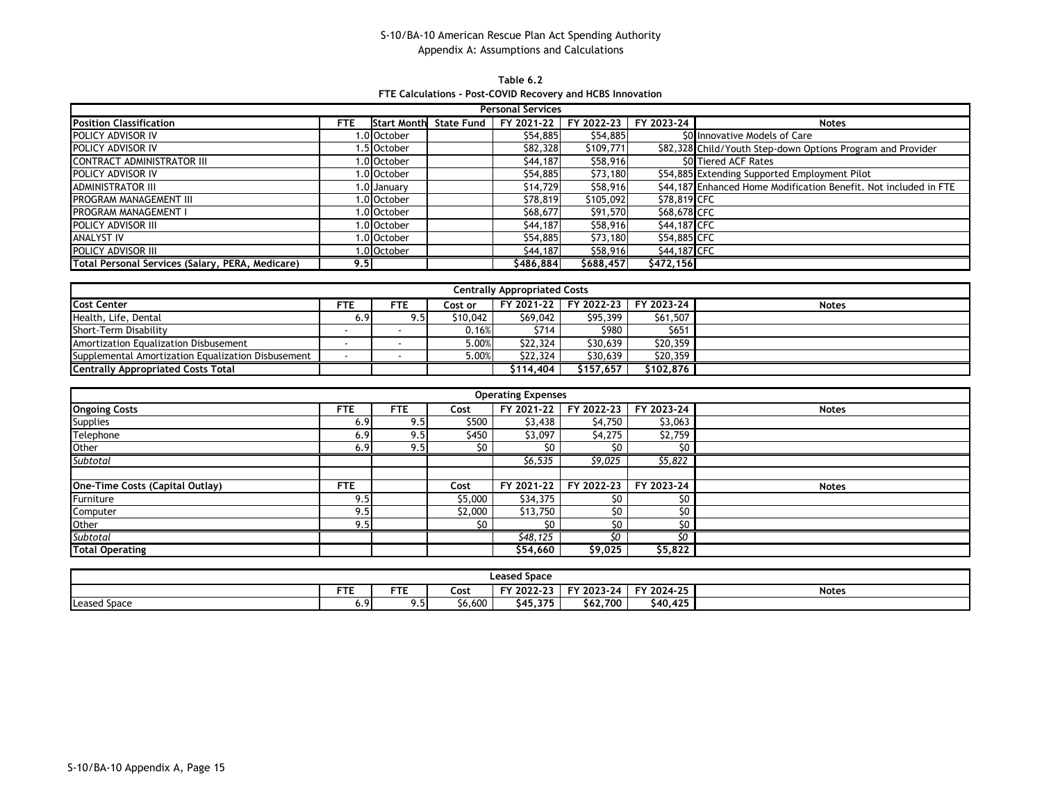S-10/BA-10 American Rescue Plan Act Spending Authority
Appendix A: Assumptions and Calculations

**Table 6.2**
**FTE Calculations - Post-COVID Recovery and HCBS Innovation**

| Personal Services | | | | | | | |
|---|---|---|---|---|---|---|---|
| **Position Classification** | **FTE** | **Start Month** | **State Fund** | **FY 2021-22** | **FY 2022-23** | **FY 2023-24** | **Notes** |
| POLICY ADVISOR IV | 1.0 | October | | $54,885 | $54,885 | $0 | Innovative Models of Care |
| POLICY ADVISOR IV | 1.5 | October | | $82,328 | $109,771 | $82,328 | Child/Youth Step-down Options Program and Provider |
| CONTRACT ADMINISTRATOR III | 1.0 | October | | $44,187 | $58,916 | $0 | Tiered ACF Rates |
| POLICY ADVISOR IV | 1.0 | October | | $54,885 | $73,180 | $54,885 | Extending Supported Employment Pilot |
| ADMINISTRATOR III | 1.0 | January | | $14,729 | $58,916 | $44,187 | Enhanced Home Modification Benefit. Not included in FTE |
| PROGRAM MANAGEMENT III | 1.0 | October | | $78,819 | $105,092 | $78,819 | CFC |
| PROGRAM MANAGEMENT I | 1.0 | October | | $68,677 | $91,570 | $68,678 | CFC |
| POLICY ADVISOR III | 1.0 | October | | $44,187 | $58,916 | $44,187 | CFC |
| ANALYST IV | 1.0 | October | | $54,885 | $73,180 | $54,885 | CFC |
| POLICY ADVISOR III | 1.0 | October | | $44,187 | $58,916 | $44,187 | CFC |
| **Total Personal Services (Salary, PERA, Medicare)** | **9.5** | | | **$486,884** | **$688,457** | **$472,156** | |

| Centrally Appropriated Costs | | | | | | | |
|---|---|---|---|---|---|---|---|
| **Cost Center** | **FTE** | **FTE** | **Cost or** | **FY 2021-22** | **FY 2022-23** | **FY 2023-24** | **Notes** |
| Health, Life, Dental | 6.9 | 9.5 | $10,042 | $69,042 | $95,399 | $61,507 | |
| Short-Term Disability | - | - | 0.16% | $714 | $980 | $651 | |
| Amortization Equalization Disbusement | - | - | 5.00% | $22,324 | $30,639 | $20,359 | |
| Supplemental Amortization Equalization Disbusement | - | - | 5.00% | $22,324 | $30,639 | $20,359 | |
| **Centrally Appropriated Costs Total** | | | | **$114,404** | **$157,657** | **$102,876** | |

| Operating Expenses | | | | | | | |
|---|---|---|---|---|---|---|---|
| **Ongoing Costs** | **FTE** | **FTE** | **Cost** | **FY 2021-22** | **FY 2022-23** | **FY 2023-24** | **Notes** |
| Supplies | 6.9 | 9.5 | $500 | $3,438 | $4,750 | $3,063 | |
| Telephone | 6.9 | 9.5 | $450 | $3,097 | $4,275 | $2,759 | |
| Other | 6.9 | 9.5 | $0 | $0 | $0 | $0 | |
| *Subtotal* | | | | *$6,535* | *$9,025* | *$5,822* | |
| | | | | | | | |
| **One-Time Costs (Capital Outlay)** | **FTE** | | **Cost** | **FY 2021-22** | **FY 2022-23** | **FY 2023-24** | **Notes** |
| Furniture | 9.5 | | $5,000 | $34,375 | $0 | $0 | |
| Computer | 9.5 | | $2,000 | $13,750 | $0 | $0 | |
| Other | 9.5 | | $0 | $0 | $0 | $0 | |
| *Subtotal* | | | | *$48,125* | *$0* | *$0* | |
| **Total Operating** | | | | **$54,660** | **$9,025** | **$5,822** | |

| Leased Space | | | | | | | |
|---|---|---|---|---|---|---|---|
| | **FTE** | **FTE** | **Cost** | **FY 2022-23** | **FY 2023-24** | **FY 2024-25** | **Notes** |
| Leased Space | 6.9 | 9.5 | $6,600 | **$45,375** | **$62,700** | **$40,425** | |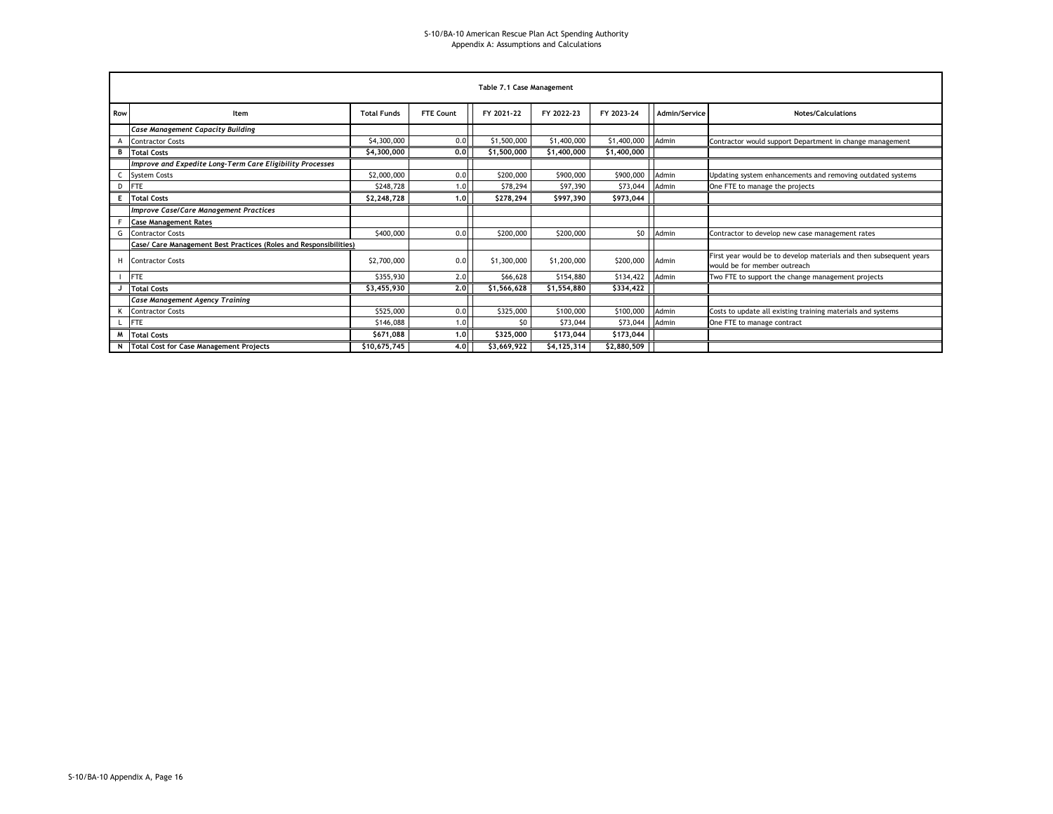| Table 7.1 Case Management | | | | | | | | |
|---|---|---|---|---|---|---|---|---|
| **Row** | **Item** | **Total Funds** | **FTE Count** | **FY 2021-22** | **FY 2022-23** | **FY 2023-24** | **Admin/Service** | **Notes/Calculations** |
| | ***Case Management Capacity Building*** | | | | | | | |
| A | Contractor Costs | $4,300,000 | 0.0 | $1,500,000 | $1,400,000 | $1,400,000 | Admin | Contractor would support Department in change management |
| B | **Total Costs** | **$4,300,000** | **0.0** | **$1,500,000** | **$1,400,000** | **$1,400,000** | | |
| | ***Improve and Expedite Long-Term Care Eligibility Processes*** | | | | | | | |
| C | System Costs | $2,000,000 | 0.0 | $200,000 | $900,000 | $900,000 | Admin | Updating system enhancements and removing outdated systems |
| D | FTE | $248,728 | 1.0 | $78,294 | $97,390 | $73,044 | Admin | One FTE to manage the projects |
| E | **Total Costs** | **$2,248,728** | **1.0** | **$278,294** | **$997,390** | **$973,044** | | |
| | ***Improve Case/Care Management Practices*** | | | | | | | |
| F | **Case Management Rates** | | | | | | | |
| G | Contractor Costs | $400,000 | 0.0 | $200,000 | $200,000 | $0 | Admin | Contractor to develop new case management rates |
| | **Case/ Care Management Best Practices (Roles and Responsibilities)** | | | | | | | |
| H | Contractor Costs | $2,700,000 | 0.0 | $1,300,000 | $1,200,000 | $200,000 | Admin | First year would be to develop materials and then subsequent years would be for member outreach |
| I | FTE | $355,930 | 2.0 | $66,628 | $154,880 | $134,422 | Admin | Two FTE to support the change management projects |
| J | **Total Costs** | **$3,455,930** | **2.0** | **$1,566,628** | **$1,554,880** | **$334,422** | | |
| | ***Case Management Agency Training*** | | | | | | | |
| K | Contractor Costs | $525,000 | 0.0 | $325,000 | $100,000 | $100,000 | Admin | Costs to update all existing training materials and systems |
| L | FTE | $146,088 | 1.0 | $0 | $73,044 | $73,044 | Admin | One FTE to manage contract |
| M | **Total Costs** | **$671,088** | **1.0** | **$325,000** | **$173,044** | **$173,044** | | |
| N | **Total Cost for Case Management Projects** | **$10,675,745** | **4.0** | **$3,669,922** | **$4,125,314** | **$2,880,509** | | |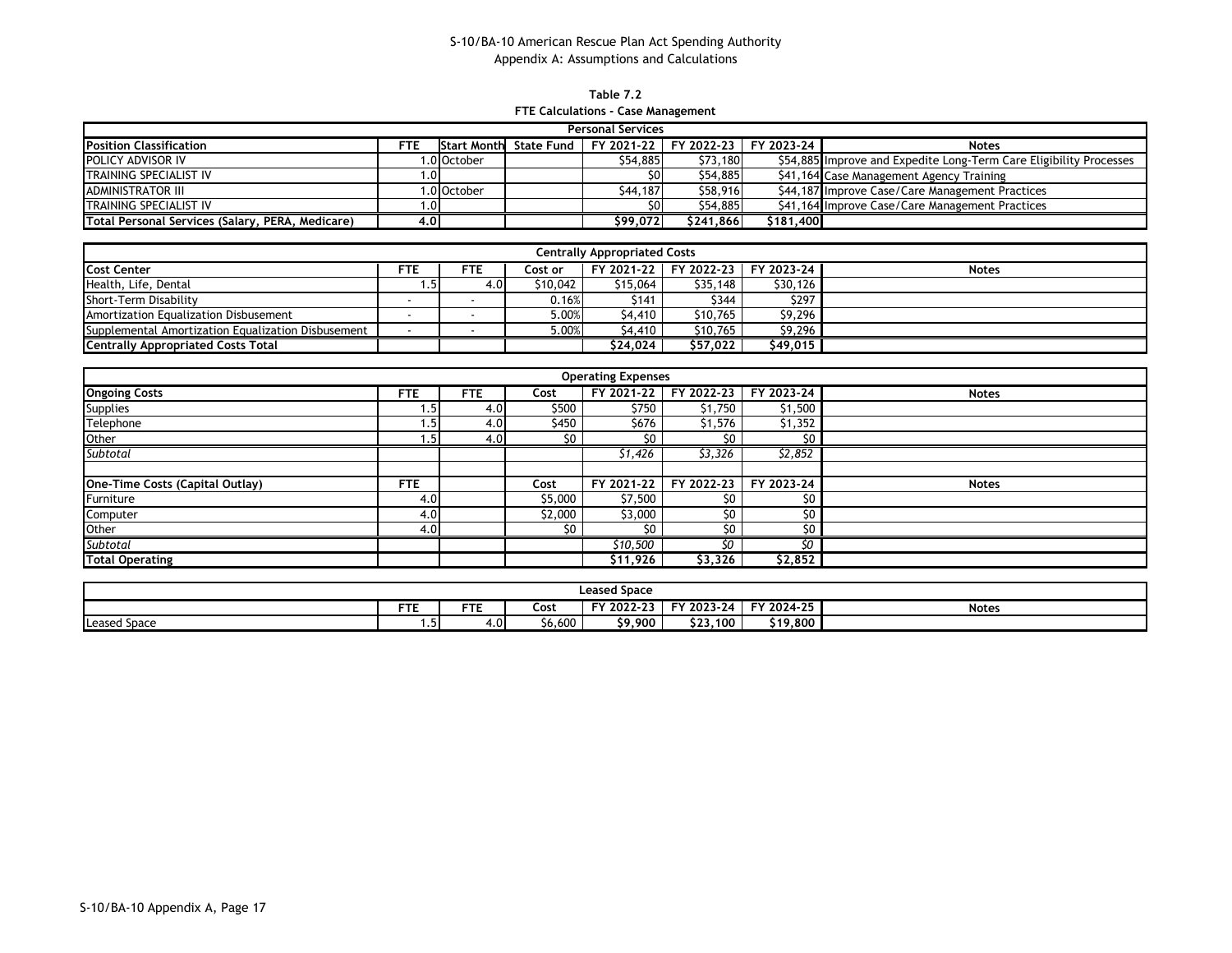S-10/BA-10 American Rescue Plan Act Spending Authority
Appendix A: Assumptions and Calculations

**Table 7.2**
**FTE Calculations - Case Management**

| Personal Services | | | | | | | |
|---|---|---|---|---|---|---|---|
| **Position Classification** | **FTE** | **Start Month** | **State Fund** | **FY 2021-22** | **FY 2022-23** | **FY 2023-24** | **Notes** |
| POLICY ADVISOR IV | 1.0 | October | | $54,885 | $73,180 | $54,885 | Improve and Expedite Long-Term Care Eligibility Processes |
| TRAINING SPECIALIST IV | 1.0 | | | $0 | $54,885 | $41,164 | Case Management Agency Training |
| ADMINISTRATOR III | 1.0 | October | | $44,187 | $58,916 | $44,187 | Improve Case/Care Management Practices |
| TRAINING SPECIALIST IV | 1.0 | | | $0 | $54,885 | $41,164 | Improve Case/Care Management Practices |
| **Total Personal Services (Salary, PERA, Medicare)** | **4.0** | | | **$99,072** | **$241,866** | **$181,400** | |

| Centrally Appropriated Costs | | | | | | | |
|---|---|---|---|---|---|---|---|
| **Cost Center** | **FTE** | **FTE** | **Cost or** | **FY 2021-22** | **FY 2022-23** | **FY 2023-24** | **Notes** |
| Health, Life, Dental | 1.5 | 4.0 | $10,042 | $15,064 | $35,148 | $30,126 | |
| Short-Term Disability | - | - | 0.16% | $141 | $344 | $297 | |
| Amortization Equalization Disbusement | - | - | 5.00% | $4,410 | $10,765 | $9,296 | |
| Supplemental Amortization Equalization Disbusement | - | - | 5.00% | $4,410 | $10,765 | $9,296 | |
| **Centrally Appropriated Costs Total** | | | | **$24,024** | **$57,022** | **$49,015** | |

| Operating Expenses | | | | | | | |
|---|---|---|---|---|---|---|---|
| **Ongoing Costs** | **FTE** | **FTE** | **Cost** | **FY 2021-22** | **FY 2022-23** | **FY 2023-24** | **Notes** |
| Supplies | 1.5 | 4.0 | $500 | $750 | $1,750 | $1,500 | |
| Telephone | 1.5 | 4.0 | $450 | $676 | $1,576 | $1,352 | |
| Other | 1.5 | 4.0 | $0 | $0 | $0 | $0 | |
| *Subtotal* | | | | *$1,426* | *$3,326* | *$2,852* | |
| | | | | | | | |
| **One-Time Costs (Capital Outlay)** | **FTE** | | **Cost** | **FY 2021-22** | **FY 2022-23** | **FY 2023-24** | **Notes** |
| Furniture | 4.0 | | $5,000 | $7,500 | $0 | $0 | |
| Computer | 4.0 | | $2,000 | $3,000 | $0 | $0 | |
| Other | 4.0 | | $0 | $0 | $0 | $0 | |
| *Subtotal* | | | | *$10,500* | *$0* | *$0* | |
| **Total Operating** | | | | **$11,926** | **$3,326** | **$2,852** | |

| Leased Space | | | | | | | |
|---|---|---|---|---|---|---|---|
| | **FTE** | **FTE** | **Cost** | **FY 2022-23** | **FY 2023-24** | **FY 2024-25** | **Notes** |
| Leased Space | 1.5 | 4.0 | $6,600 | **$9,900** | **$23,100** | **$19,800** | |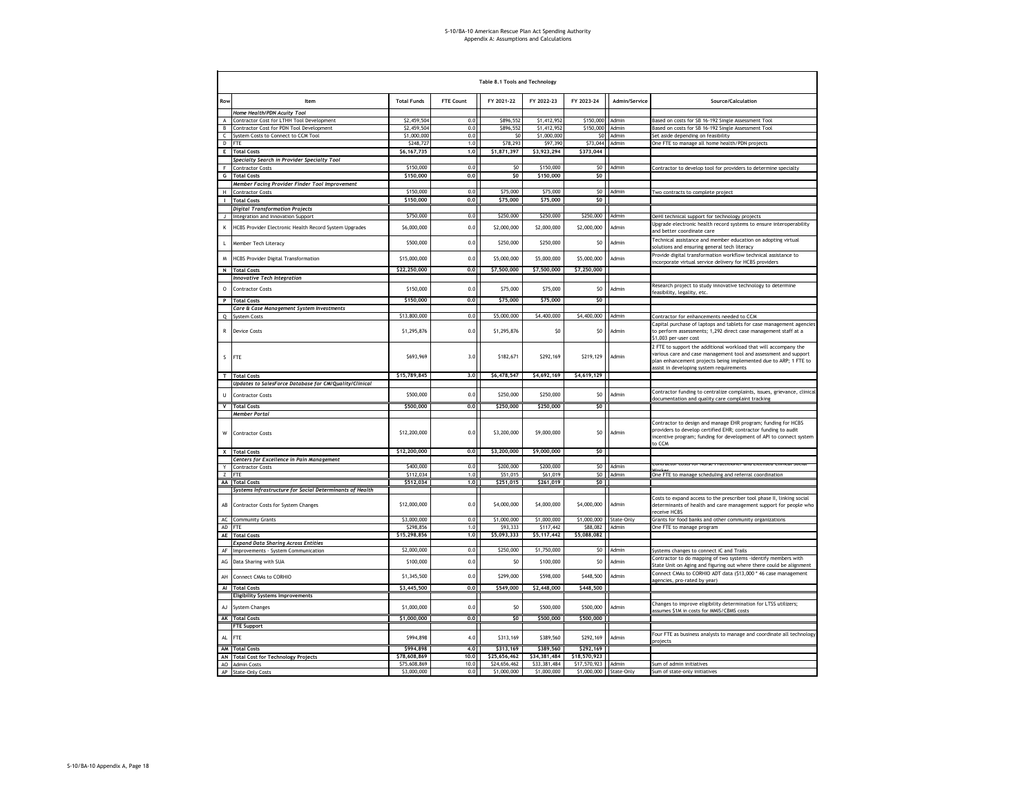# S-10/BA-10 American Rescue Plan Act Spending Authority
## Appendix A: Assumptions and Calculations

**Table 8.1 Tools and Technology**

| Row | Item | Total Funds | FTE Count | FY 2021-22 | FY 2022-23 | FY 2023-24 | Admin/Service | Source/Calculation |
|---|---|---|---|---|---|---|---|---|
| | *Home Health/PDN Acuity Tool* | | | | | | | |
| A | Contractor Cost for LTHH Tool Development | $2,459,504 | 0.0 | $896,552 | $1,412,952 | $150,000 | Admin | Based on costs for SB 16-192 Single Assessment Tool |
| B | Contractor Cost for PDN Tool Development | $2,459,504 | 0.0 | $896,552 | $1,412,952 | $150,000 | Admin | Based on costs for SB 16-192 Single Assessment Tool |
| C | System Costs to Connect to CCM Tool | $1,000,000 | 0.0 | $0 | $1,000,000 | $0 | Admin | Set aside depending on feasibility |
| D | FTE | $248,727 | 1.0 | $78,293 | $97,390 | $73,044 | Admin | One FTE to manage all home health/PDN projects |
| E | **Total Costs** | **$6,167,735** | **1.0** | **$1,871,397** | **$3,923,294** | **$373,044** | | |
| | *Specialty Search in Provider Specialty Tool* | | | | | | | |
| F | Contractor Costs | $150,000 | 0.0 | $0 | $150,000 | $0 | Admin | Contractor to develop tool for providers to determine specialty |
| G | **Total Costs** | **$150,000** | **0.0** | **$0** | **$150,000** | **$0** | | |
| | *Member Facing Provider Finder Tool Improvement* | | | | | | | |
| H | Contractor Costs | $150,000 | 0.0 | $75,000 | $75,000 | $0 | Admin | Two contracts to complete project |
| I | **Total Costs** | **$150,000** | **0.0** | **$75,000** | **$75,000** | **$0** | | |
| | *Digital Transformation Projects* | | | | | | | |
| J | Integration and Innovation Support | $750,000 | 0.0 | $250,000 | $250,000 | $250,000 | Admin | OeHI technical support for technology projects |
| K | HCBS Provider Electronic Health Record System Upgrades | $6,000,000 | 0.0 | $2,000,000 | $2,000,000 | $2,000,000 | Admin | Upgrade electronic health record systems to ensure interoperability and better coordinate care |
| L | Member Tech Literacy | $500,000 | 0.0 | $250,000 | $250,000 | $0 | Admin | Technical assistance and member education on adopting virtual solutions and ensuring general tech literacy |
| M | HCBS Provider Digital Transformation | $15,000,000 | 0.0 | $5,000,000 | $5,000,000 | $5,000,000 | Admin | Provide digital transformation workflow technical assistance to incorporate virtual service delivery for HCBS providers |
| N | **Total Costs** | **$22,250,000** | **0.0** | **$7,500,000** | **$7,500,000** | **$7,250,000** | | |
| | *Innovative Tech Integration* | | | | | | | |
| O | Contractor Costs | $150,000 | 0.0 | $75,000 | $75,000 | $0 | Admin | Research project to study innovative technology to determine feasibility, legality, etc. |
| P | **Total Costs** | **$150,000** | **0.0** | **$75,000** | **$75,000** | **$0** | | |
| | *Care & Case Management System Investments* | | | | | | | |
| Q | System Costs | $13,800,000 | 0.0 | $5,000,000 | $4,400,000 | $4,400,000 | Admin | Contractor for enhancements needed to CCM |
| R | Device Costs | $1,295,876 | 0.0 | $1,295,876 | $0 | $0 | Admin | Capital purchase of laptops and tablets for case management agencies to perform assessments; 1,292 direct case management staff at a $1,003 per-user cost |
| S | FTE | $693,969 | 3.0 | $182,671 | $292,169 | $219,129 | Admin | 2 FTE to support the additional workload that will accompany the various care and case management tool and assessment and support plan enhancement projects being implemented due to ARP; 1 FTE to assist in developing system requirements |
| T | **Total Costs** | **$15,789,845** | **3.0** | **$6,478,547** | **$4,692,169** | **$4,619,129** | | |
| | *Updates to SalesForce Database for CM/Quality/Clinical* | | | | | | | |
| U | Contractor Costs | $500,000 | 0.0 | $250,000 | $250,000 | $0 | Admin | Contractor funding to centralize complaints, issues, grievance, clinical documentation and quality care complaint tracking |
| V | **Total Costs** | **$500,000** | **0.0** | **$250,000** | **$250,000** | **$0** | | |
| | *Member Portal* | | | | | | | |
| W | Contractor Costs | $12,200,000 | 0.0 | $3,200,000 | $9,000,000 | $0 | Admin | Contractor to design and manage EHR program; funding for HCBS providers to develop certified EHR; contractor funding to audit incentive program; funding for development of API to connect system to CCM |
| X | **Total Costs** | **$12,200,000** | **0.0** | **$3,200,000** | **$9,000,000** | **$0** | | |
| | *Centers for Excellence in Pain Management* | | | | | | | |
| Y | Contractor Costs | $400,000 | 0.0 | $200,000 | $200,000 | $0 | Admin | Contractor costs for Nurse Practitioner and Licensed Clinical Social Worker |
| Z | FTE | $112,034 | 1.0 | $51,015 | $61,019 | $0 | Admin | One FTE to manage scheduling and referral coordination |
| AA | **Total Costs** | **$512,034** | **1.0** | **$251,015** | **$261,019** | **$0** | | |
| | *Systems Infrastructure for Social Determinants of Health* | | | | | | | |
| AB | Contractor Costs for System Changes | $12,000,000 | 0.0 | $4,000,000 | $4,000,000 | $4,000,000 | Admin | Costs to expand access to the prescriber tool phase II, linking social determinants of health and care management support for people who receive HCBS |
| AC | Community Grants | $3,000,000 | 0.0 | $1,000,000 | $1,000,000 | $1,000,000 | State-Only | Grants for food banks and other community organizations |
| AD | FTE | $298,856 | 1.0 | $93,333 | $117,442 | $88,082 | Admin | One FTE to manage program |
| AE | **Total Costs** | **$15,298,856** | **1.0** | **$5,093,333** | **$5,117,442** | **$5,088,082** | | |
| | *Expand Data Sharing Across Entities* | | | | | | | |
| AF | Improvements - System Communication | $2,000,000 | 0.0 | $250,000 | $1,750,000 | $0 | Admin | Systems changes to connect IC and Trails |
| AG | Data Sharing with SUA | $100,000 | 0.0 | $0 | $100,000 | $0 | Admin | Contractor to do mapping of two systems -identify members with State Unit on Aging and figuring out where there could be alignment |
| AH | Connect CMAs to CORHIO | $1,345,500 | 0.0 | $299,000 | $598,000 | $448,500 | Admin | Connect CMAs to CORHIO ADT data ($13,000 * 46 case management agencies, pro-rated by year) |
| AI | **Total Costs** | **$3,445,500** | **0.0** | **$549,000** | **$2,448,000** | **$448,500** | | |
| | *Eligibility Systems Improvements* | | | | | | | |
| AJ | System Changes | $1,000,000 | 0.0 | $0 | $500,000 | $500,000 | Admin | Changes to improve eligibility determination for LTSS utilizers; assumes $1M in costs for MMIS/CBMS costs |
| AK | **Total Costs** | **$1,000,000** | **0.0** | **$0** | **$500,000** | **$500,000** | | |
| | *FTE Support* | | | | | | | |
| AL | FTE | $994,898 | 4.0 | $313,169 | $389,560 | $292,169 | Admin | Four FTE as business analysts to manage and coordinate all technology projects |
| AM | **Total Costs** | **$994,898** | **4.0** | **$313,169** | **$389,560** | **$292,169** | | |
| AN | **Total Cost for Technology Projects** | **$78,608,869** | **10.0** | **$25,656,462** | **$34,381,484** | **$18,570,923** | | |
| AO | Admin Costs | $75,608,869 | 10.0 | $24,656,462 | $33,381,484 | $17,570,923 | Admin | Sum of admin initiatives |
| AP | State-Only Costs | $3,000,000 | 0.0 | $1,000,000 | $1,000,000 | $1,000,000 | State-Only | Sum of state-only initiatives |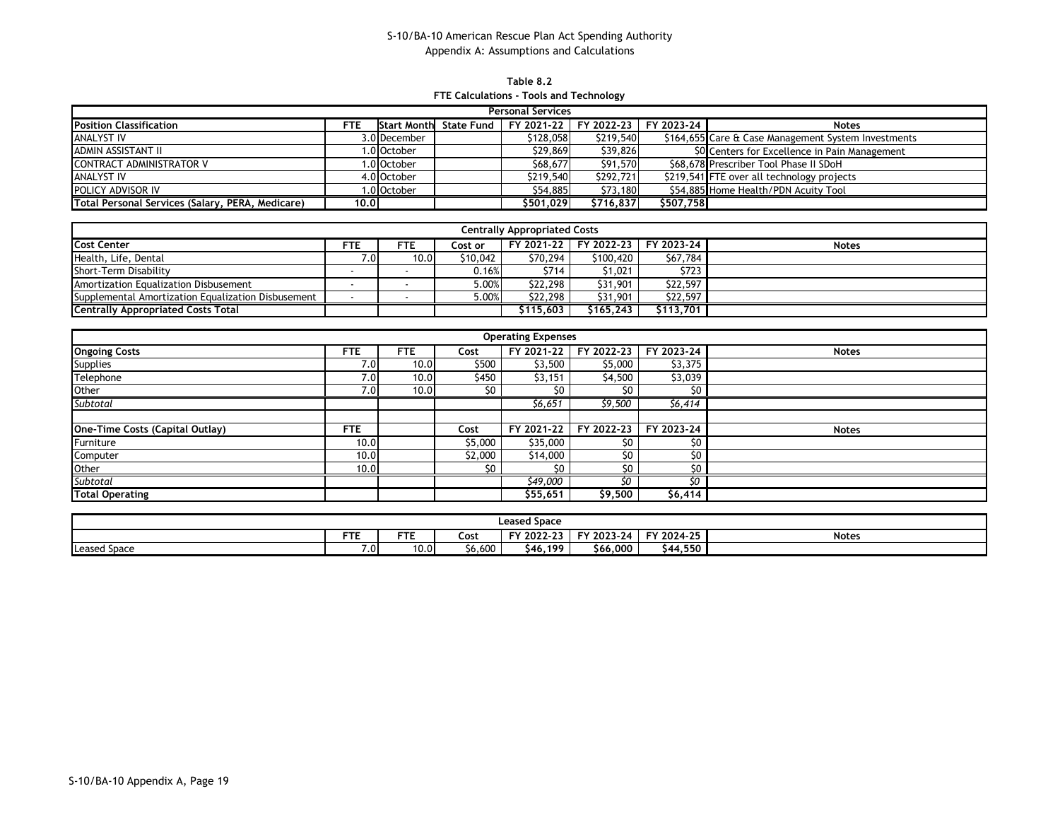S-10/BA-10 American Rescue Plan Act Spending Authority
Appendix A: Assumptions and Calculations

**Table 8.2**
**FTE Calculations - Tools and Technology**

| Personal Services | | | | | | | |
|---|---|---|---|---|---|---|---|
| **Position Classification** | **FTE** | **Start Month** | **State Fund** | **FY 2021-22** | **FY 2022-23** | **FY 2023-24** | **Notes** |
| ANALYST IV | 3.0 | December | | $128,058 | $219,540 | $164,655 | Care & Case Management System Investments |
| ADMIN ASSISTANT II | 1.0 | October | | $29,869 | $39,826 | $0 | Centers for Excellence in Pain Management |
| CONTRACT ADMINISTRATOR V | 1.0 | October | | $68,677 | $91,570 | $68,678 | Prescriber Tool Phase II SDoH |
| ANALYST IV | 4.0 | October | | $219,540 | $292,721 | $219,541 | FTE over all technology projects |
| POLICY ADVISOR IV | 1.0 | October | | $54,885 | $73,180 | $54,885 | Home Health/PDN Acuity Tool |
| **Total Personal Services (Salary, PERA, Medicare)** | **10.0** | | | **$501,029** | **$716,837** | **$507,758** | |

| Centrally Appropriated Costs | | | | | | | |
|---|---|---|---|---|---|---|---|
| **Cost Center** | **FTE** | **FTE** | **Cost or** | **FY 2021-22** | **FY 2022-23** | **FY 2023-24** | **Notes** |
| Health, Life, Dental | 7.0 | 10.0 | $10,042 | $70,294 | $100,420 | $67,784 | |
| Short-Term Disability | - | - | 0.16% | $714 | $1,021 | $723 | |
| Amortization Equalization Disbusement | - | - | 5.00% | $22,298 | $31,901 | $22,597 | |
| Supplemental Amortization Equalization Disbusement | - | - | 5.00% | $22,298 | $31,901 | $22,597 | |
| **Centrally Appropriated Costs Total** | | | | **$115,603** | **$165,243** | **$113,701** | |

| Operating Expenses | | | | | | | |
|---|---|---|---|---|---|---|---|
| **Ongoing Costs** | **FTE** | **FTE** | **Cost** | **FY 2021-22** | **FY 2022-23** | **FY 2023-24** | **Notes** |
| Supplies | 7.0 | 10.0 | $500 | $3,500 | $5,000 | $3,375 | |
| Telephone | 7.0 | 10.0 | $450 | $3,151 | $4,500 | $3,039 | |
| Other | 7.0 | 10.0 | $0 | $0 | $0 | $0 | |
| *Subtotal* | | | | *$6,651* | *$9,500* | *$6,414* | |
| | | | | | | | |
| **One-Time Costs (Capital Outlay)** | **FTE** | | **Cost** | **FY 2021-22** | **FY 2022-23** | **FY 2023-24** | **Notes** |
| Furniture | 10.0 | | $5,000 | $35,000 | $0 | $0 | |
| Computer | 10.0 | | $2,000 | $14,000 | $0 | $0 | |
| Other | 10.0 | | $0 | $0 | $0 | $0 | |
| *Subtotal* | | | | *$49,000* | *$0* | *$0* | |
| **Total Operating** | | | | **$55,651** | **$9,500** | **$6,414** | |

| Leased Space | | | | | | | |
|---|---|---|---|---|---|---|---|
| | **FTE** | **FTE** | **Cost** | **FY 2022-23** | **FY 2023-24** | **FY 2024-25** | **Notes** |
| Leased Space | 7.0 | 10.0 | $6,600 | **$46,199** | **$66,000** | **$44,550** | |

S-10/BA-10 Appendix A, Page 19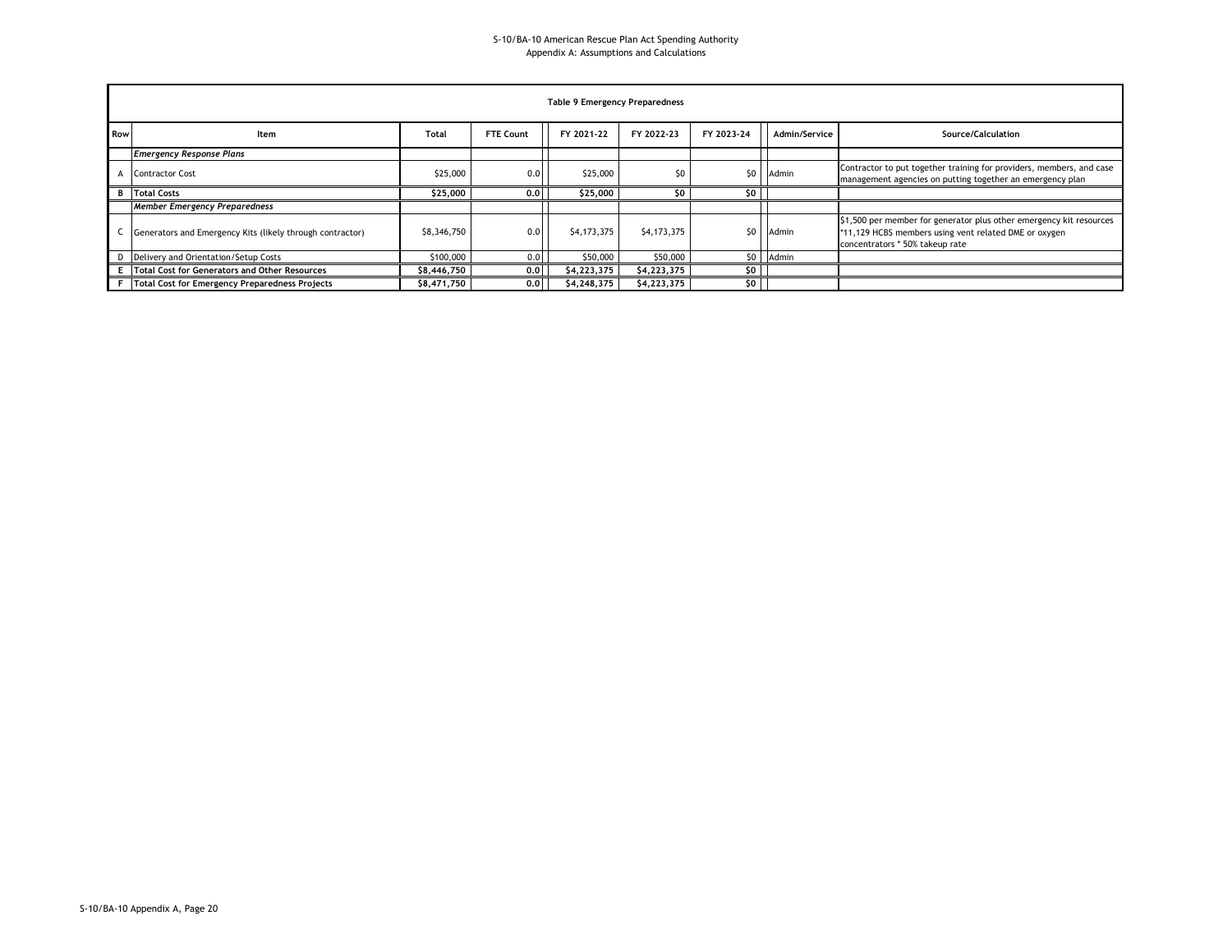### Table 9 Emergency Preparedness

| Row | Item | Total | FTE Count | FY 2021-22 | FY 2022-23 | FY 2023-24 | Admin/Service | Source/Calculation |
|---|---|---|---|---|---|---|---|---|
| | *Emergency Response Plans* | | | | | | | |
| A | Contractor Cost | $25,000 | 0.0 | $25,000 | $0 | $0 | Admin | Contractor to put together training for providers, members, and case management agencies on putting together an emergency plan |
| B | **Total Costs** | **$25,000** | **0.0** | **$25,000** | **$0** | **$0** | | |
| | *Member Emergency Preparedness* | | | | | | | |
| C | Generators and Emergency Kits (likely through contractor) | $8,346,750 | 0.0 | $4,173,375 | $4,173,375 | $0 | Admin | $1,500 per member for generator plus other emergency kit resources *11,129 HCBS members using vent related DME or oxygen concentrators * 50% takeup rate |
| D | Delivery and Orientation/Setup Costs | $100,000 | 0.0 | $50,000 | $50,000 | $0 | Admin | |
| E | **Total Cost for Generators and Other Resources** | **$8,446,750** | **0.0** | **$4,223,375** | **$4,223,375** | **$0** | | |
| F | **Total Cost for Emergency Preparedness Projects** | **$8,471,750** | **0.0** | **$4,248,375** | **$4,223,375** | **$0** | | |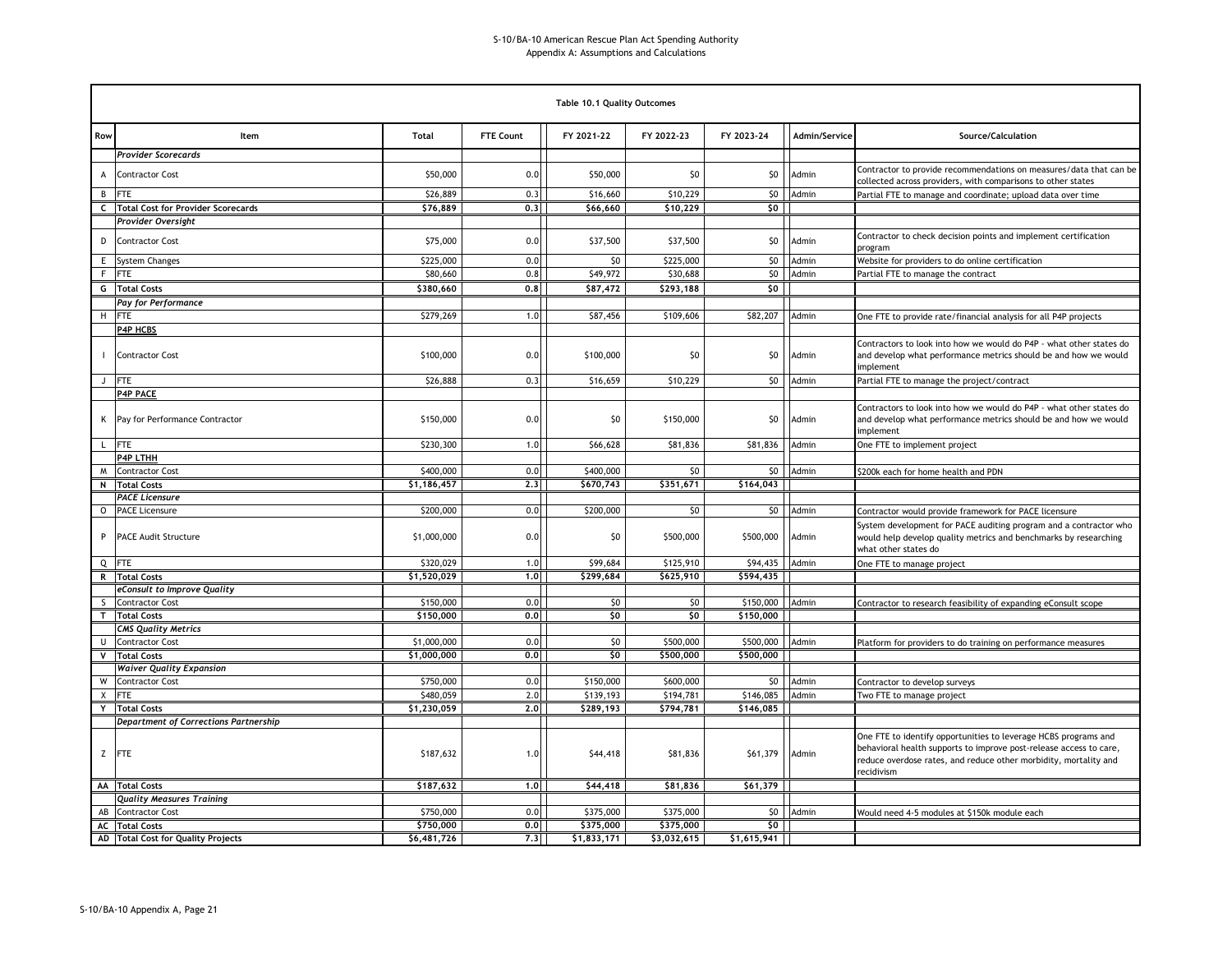S-10/BA-10 American Rescue Plan Act Spending Authority
Appendix A: Assumptions and Calculations

**Table 10.1 Quality Outcomes**

| Row | Item | Total | FTE Count | FY 2021-22 | FY 2022-23 | FY 2023-24 | Admin/Service | Source/Calculation |
|---|---|---|---|---|---|---|---|---|
| | *Provider Scorecards* | | | | | | | |
| A | Contractor Cost | $50,000 | 0.0 | $50,000 | $0 | $0 | Admin | Contractor to provide recommendations on measures/data that can be collected across providers, with comparisons to other states |
| B | FTE | $26,889 | 0.3 | $16,660 | $10,229 | $0 | Admin | Partial FTE to manage and coordinate; upload data over time |
| C | **Total Cost for Provider Scorecards** | **$76,889** | **0.3** | **$66,660** | **$10,229** | **$0** | | |
| | *Provider Oversight* | | | | | | | |
| D | Contractor Cost | $75,000 | 0.0 | $37,500 | $37,500 | $0 | Admin | Contractor to check decision points and implement certification program |
| E | System Changes | $225,000 | 0.0 | $0 | $225,000 | $0 | Admin | Website for providers to do online certification |
| F | FTE | $80,660 | 0.8 | $49,972 | $30,688 | $0 | Admin | Partial FTE to manage the contract |
| G | **Total Costs** | **$380,660** | **0.8** | **$87,472** | **$293,188** | **$0** | | |
| | *Pay for Performance* | | | | | | | |
| H | FTE | $279,269 | 1.0 | $87,456 | $109,606 | $82,207 | Admin | One FTE to provide rate/financial analysis for all P4P projects |
| | **P4P HCBS** | | | | | | | |
| I | Contractor Cost | $100,000 | 0.0 | $100,000 | $0 | $0 | Admin | Contractors to look into how we would do P4P - what other states do and develop what performance metrics should be and how we would implement |
| J | FTE | $26,888 | 0.3 | $16,659 | $10,229 | $0 | Admin | Partial FTE to manage the project/contract |
| | **P4P PACE** | | | | | | | |
| K | Pay for Performance Contractor | $150,000 | 0.0 | $0 | $150,000 | $0 | Admin | Contractors to look into how we would do P4P - what other states do and develop what performance metrics should be and how we would implement |
| L | FTE | $230,300 | 1.0 | $66,628 | $81,836 | $81,836 | Admin | One FTE to implement project |
| | **P4P LTHH** | | | | | | | |
| M | Contractor Cost | $400,000 | 0.0 | $400,000 | $0 | $0 | Admin | $200k each for home health and PDN |
| N | **Total Costs** | **$1,186,457** | **2.3** | **$670,743** | **$351,671** | **$164,043** | | |
| | *PACE Licensure* | | | | | | | |
| O | PACE Licensure | $200,000 | 0.0 | $200,000 | $0 | $0 | Admin | Contractor would provide framework for PACE licensure |
| P | PACE Audit Structure | $1,000,000 | 0.0 | $0 | $500,000 | $500,000 | Admin | System development for PACE auditing program and a contractor who would help develop quality metrics and benchmarks by researching what other states do |
| Q | FTE | $320,029 | 1.0 | $99,684 | $125,910 | $94,435 | Admin | One FTE to manage project |
| R | **Total Costs** | **$1,520,029** | **1.0** | **$299,684** | **$625,910** | **$594,435** | | |
| | *eConsult to Improve Quality* | | | | | | | |
| S | Contractor Cost | $150,000 | 0.0 | $0 | $0 | $150,000 | Admin | Contractor to research feasibility of expanding eConsult scope |
| T | **Total Costs** | **$150,000** | **0.0** | **$0** | **$0** | **$150,000** | | |
| | *CMS Quality Metrics* | | | | | | | |
| U | Contractor Cost | $1,000,000 | 0.0 | $0 | $500,000 | $500,000 | Admin | Platform for providers to do training on performance measures |
| V | **Total Costs** | **$1,000,000** | **0.0** | **$0** | **$500,000** | **$500,000** | | |
| | *Waiver Quality Expansion* | | | | | | | |
| W | Contractor Cost | $750,000 | 0.0 | $150,000 | $600,000 | $0 | Admin | Contractor to develop surveys |
| X | FTE | $480,059 | 2.0 | $139,193 | $194,781 | $146,085 | Admin | Two FTE to manage project |
| Y | **Total Costs** | **$1,230,059** | **2.0** | **$289,193** | **$794,781** | **$146,085** | | |
| | *Department of Corrections Partnership* | | | | | | | |
| Z | FTE | $187,632 | 1.0 | $44,418 | $81,836 | $61,379 | Admin | One FTE to identify opportunities to leverage HCBS programs and behavioral health supports to improve post-release access to care, reduce overdose rates, and reduce other morbidity, mortality and recidivism |
| AA | **Total Costs** | **$187,632** | **1.0** | **$44,418** | **$81,836** | **$61,379** | | |
| | *Quality Measures Training* | | | | | | | |
| AB | Contractor Cost | $750,000 | 0.0 | $375,000 | $375,000 | $0 | Admin | Would need 4-5 modules at $150k module each |
| AC | **Total Costs** | **$750,000** | **0.0** | **$375,000** | **$375,000** | **$0** | | |
| AD | **Total Cost for Quality Projects** | **$6,481,726** | **7.3** | **$1,833,171** | **$3,032,615** | **$1,615,941** | | |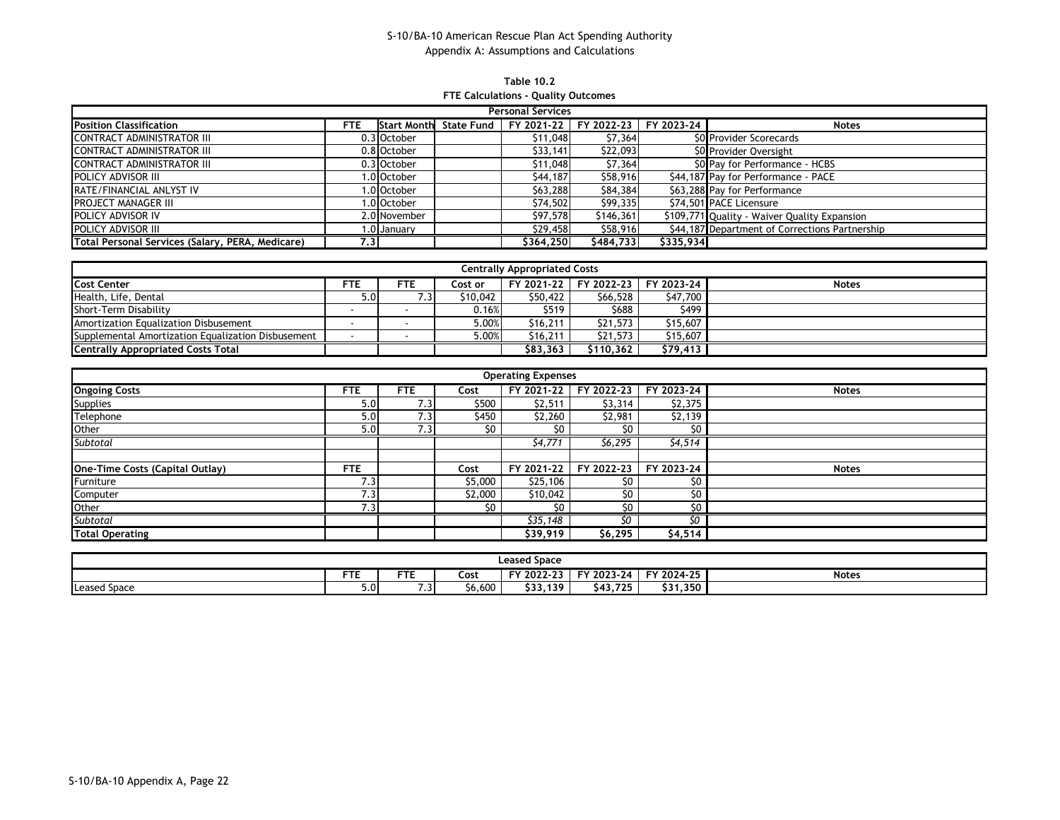S-10/BA-10 American Rescue Plan Act Spending Authority
Appendix A: Assumptions and Calculations

**Table 10.2**
**FTE Calculations - Quality Outcomes**

| Personal Services | | | | | | | |
|---|---|---|---|---|---|---|---|
| **Position Classification** | **FTE** | **Start Month** | **State Fund** | **FY 2021-22** | **FY 2022-23** | **FY 2023-24** | **Notes** |
| CONTRACT ADMINISTRATOR III | 0.3 | October | | $11,048 | $7,364 | $0 | Provider Scorecards |
| CONTRACT ADMINISTRATOR III | 0.8 | October | | $33,141 | $22,093 | $0 | Provider Oversight |
| CONTRACT ADMINISTRATOR III | 0.3 | October | | $11,048 | $7,364 | $0 | Pay for Performance - HCBS |
| POLICY ADVISOR III | 1.0 | October | | $44,187 | $58,916 | $44,187 | Pay for Performance - PACE |
| RATE/FINANCIAL ANLYST IV | 1.0 | October | | $63,288 | $84,384 | $63,288 | Pay for Performance |
| PROJECT MANAGER III | 1.0 | October | | $74,502 | $99,335 | $74,501 | PACE Licensure |
| POLICY ADVISOR IV | 2.0 | November | | $97,578 | $146,361 | $109,771 | Quality - Waiver Quality Expansion |
| POLICY ADVISOR III | 1.0 | January | | $29,458 | $58,916 | $44,187 | Department of Corrections Partnership |
| **Total Personal Services (Salary, PERA, Medicare)** | **7.3** | | | **$364,250** | **$484,733** | **$335,934** | |

| Centrally Appropriated Costs | | | | | | | |
|---|---|---|---|---|---|---|---|
| **Cost Center** | **FTE** | **FTE** | **Cost or** | **FY 2021-22** | **FY 2022-23** | **FY 2023-24** | **Notes** |
| Health, Life, Dental | 5.0 | 7.3 | $10,042 | $50,422 | $66,528 | $47,700 | |
| Short-Term Disability | - | - | 0.16% | $519 | $688 | $499 | |
| Amortization Equalization Disbusement | - | - | 5.00% | $16,211 | $21,573 | $15,607 | |
| Supplemental Amortization Equalization Disbusement | - | - | 5.00% | $16,211 | $21,573 | $15,607 | |
| **Centrally Appropriated Costs Total** | | | | **$83,363** | **$110,362** | **$79,413** | |

| Operating Expenses | | | | | | | |
|---|---|---|---|---|---|---|---|
| **Ongoing Costs** | **FTE** | **FTE** | **Cost** | **FY 2021-22** | **FY 2022-23** | **FY 2023-24** | **Notes** |
| Supplies | 5.0 | 7.3 | $500 | $2,511 | $3,314 | $2,375 | |
| Telephone | 5.0 | 7.3 | $450 | $2,260 | $2,981 | $2,139 | |
| Other | 5.0 | 7.3 | $0 | $0 | $0 | $0 | |
| *Subtotal* | | | | *$4,771* | *$6,295* | *$4,514* | |
| | | | | | | | |
| **One-Time Costs (Capital Outlay)** | **FTE** | | **Cost** | **FY 2021-22** | **FY 2022-23** | **FY 2023-24** | **Notes** |
| Furniture | 7.3 | | $5,000 | $25,106 | $0 | $0 | |
| Computer | 7.3 | | $2,000 | $10,042 | $0 | $0 | |
| Other | 7.3 | | $0 | $0 | $0 | $0 | |
| *Subtotal* | | | | *$35,148* | *$0* | *$0* | |
| **Total Operating** | | | | **$39,919** | **$6,295** | **$4,514** | |

| Leased Space | | | | | | | |
|---|---|---|---|---|---|---|---|
| | **FTE** | **FTE** | **Cost** | **FY 2022-23** | **FY 2023-24** | **FY 2024-25** | **Notes** |
| Leased Space | 5.0 | 7.3 | $6,600 | **$33,139** | **$43,725** | **$31,350** | |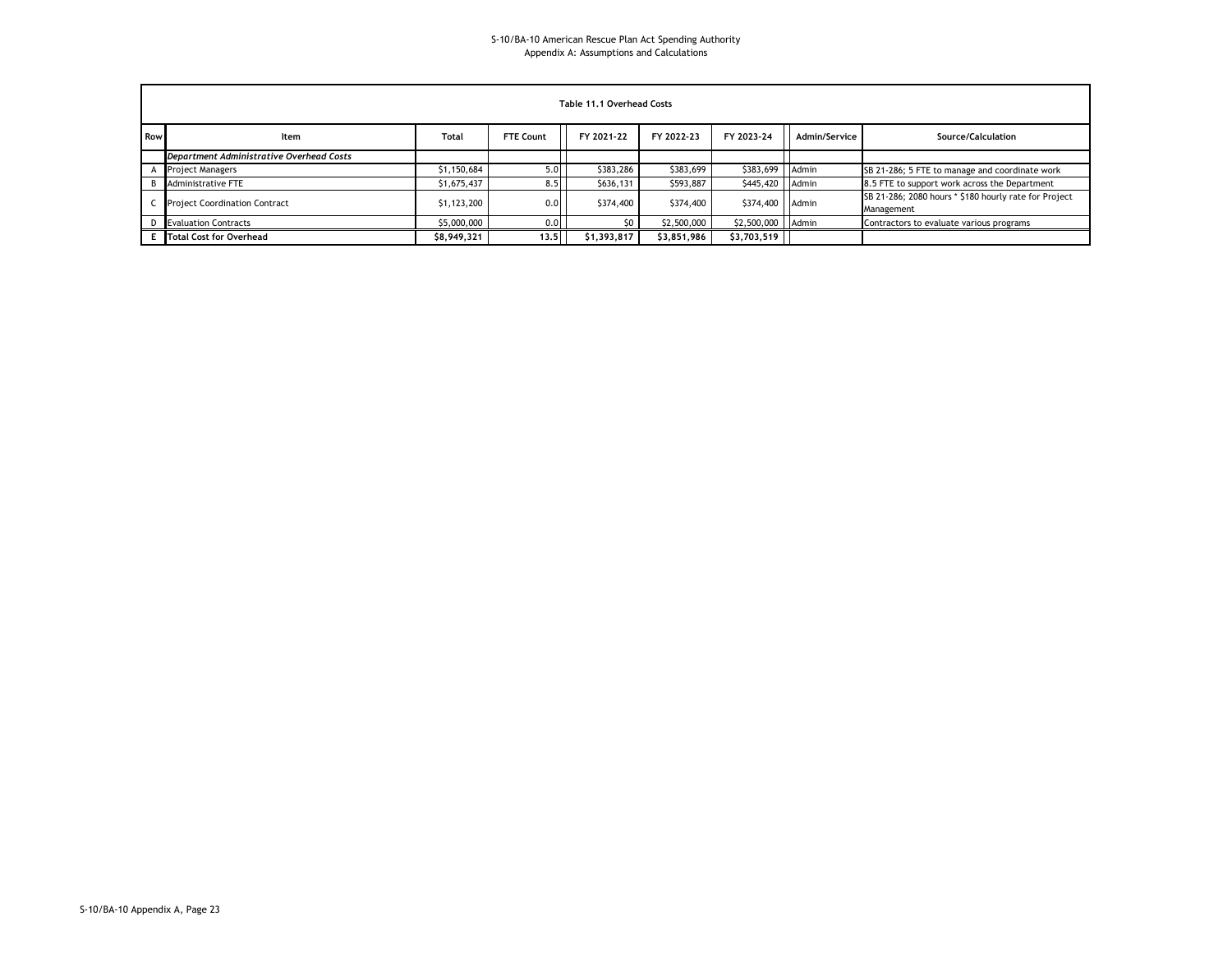S-10/BA-10 American Rescue Plan Act Spending Authority
Appendix A: Assumptions and Calculations

| Table 11.1 Overhead Costs | | | | | | | | | |
|---|---|---|---|---|---|---|---|---|---|
| **Row** | **Item** | **Total** | **FTE Count** | **FY 2021-22** | **FY 2022-23** | **FY 2023-24** | **Admin/Service** | **Source/Calculation** |
| | ***Department Administrative Overhead Costs*** | | | | | | | |
| A | Project Managers | $1,150,684 | 5.0 | $383,286 | $383,699 | $383,699 | Admin | SB 21-286; 5 FTE to manage and coordinate work |
| B | Administrative FTE | $1,675,437 | 8.5 | $636,131 | $593,887 | $445,420 | Admin | 8.5 FTE to support work across the Department |
| C | Project Coordination Contract | $1,123,200 | 0.0 | $374,400 | $374,400 | $374,400 | Admin | SB 21-286; 2080 hours * $180 hourly rate for Project Management |
| D | Evaluation Contracts | $5,000,000 | 0.0 | $0 | $2,500,000 | $2,500,000 | Admin | Contractors to evaluate various programs |
| E | **Total Cost for Overhead** | **$8,949,321** | **13.5** | **$1,393,817** | **$3,851,986** | **$3,703,519** | | |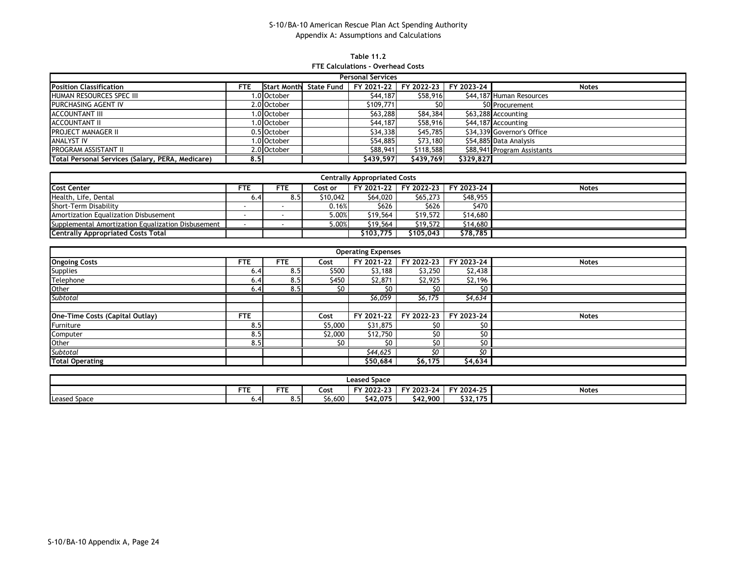# S-10/BA-10 American Rescue Plan Act Spending Authority
## Appendix A: Assumptions and Calculations

**Table 11.2**
**FTE Calculations - Overhead Costs**

| Personal Services | | | | | | | |
|---|---|---|---|---|---|---|---|
| **Position Classification** | **FTE** | **Start Month** | **State Fund** | **FY 2021-22** | **FY 2022-23** | **FY 2023-24** | **Notes** |
| HUMAN RESOURCES SPEC III | 1.0 | October | | $44,187 | $58,916 | $44,187 | Human Resources |
| PURCHASING AGENT IV | 2.0 | October | | $109,771 | $0 | $0 | Procurement |
| ACCOUNTANT III | 1.0 | October | | $63,288 | $84,384 | $63,288 | Accounting |
| ACCOUNTANT II | 1.0 | October | | $44,187 | $58,916 | $44,187 | Accounting |
| PROJECT MANAGER II | 0.5 | October | | $34,338 | $45,785 | $34,339 | Governor's Office |
| ANALYST IV | 1.0 | October | | $54,885 | $73,180 | $54,885 | Data Analysis |
| PROGRAM ASSISTANT II | 2.0 | October | | $88,941 | $118,588 | $88,941 | Program Assistants |
| **Total Personal Services (Salary, PERA, Medicare)** | **8.5** | | | **$439,597** | **$439,769** | **$329,827** | |

| Centrally Appropriated Costs | | | | | | | |
|---|---|---|---|---|---|---|---|
| **Cost Center** | **FTE** | **FTE** | **Cost or** | **FY 2021-22** | **FY 2022-23** | **FY 2023-24** | **Notes** |
| Health, Life, Dental | 6.4 | 8.5 | $10,042 | $64,020 | $65,273 | $48,955 | |
| Short-Term Disability | - | - | 0.16% | $626 | $626 | $470 | |
| Amortization Equalization Disbusement | - | - | 5.00% | $19,564 | $19,572 | $14,680 | |
| Supplemental Amortization Equalization Disbusement | - | - | 5.00% | $19,564 | $19,572 | $14,680 | |
| **Centrally Appropriated Costs Total** | | | | **$103,775** | **$105,043** | **$78,785** | |

| Operating Expenses | | | | | | | |
|---|---|---|---|---|---|---|---|
| **Ongoing Costs** | **FTE** | **FTE** | **Cost** | **FY 2021-22** | **FY 2022-23** | **FY 2023-24** | **Notes** |
| Supplies | 6.4 | 8.5 | $500 | $3,188 | $3,250 | $2,438 | |
| Telephone | 6.4 | 8.5 | $450 | $2,871 | $2,925 | $2,196 | |
| Other | 6.4 | 8.5 | $0 | $0 | $0 | $0 | |
| *Subtotal* | | | | *$6,059* | *$6,175* | *$4,634* | |
| | | | | | | | |
| **One-Time Costs (Capital Outlay)** | **FTE** | | **Cost** | **FY 2021-22** | **FY 2022-23** | **FY 2023-24** | **Notes** |
| Furniture | 8.5 | | $5,000 | $31,875 | $0 | $0 | |
| Computer | 8.5 | | $2,000 | $12,750 | $0 | $0 | |
| Other | 8.5 | | $0 | $0 | $0 | $0 | |
| *Subtotal* | | | | *$44,625* | *$0* | *$0* | |
| **Total Operating** | | | | **$50,684** | **$6,175** | **$4,634** | |

| Leased Space | | | | | | | |
|---|---|---|---|---|---|---|---|
| | **FTE** | **FTE** | **Cost** | **FY 2022-23** | **FY 2023-24** | **FY 2024-25** | **Notes** |
| Leased Space | 6.4 | 8.5 | $6,600 | **$42,075** | **$42,900** | **$32,175** | |